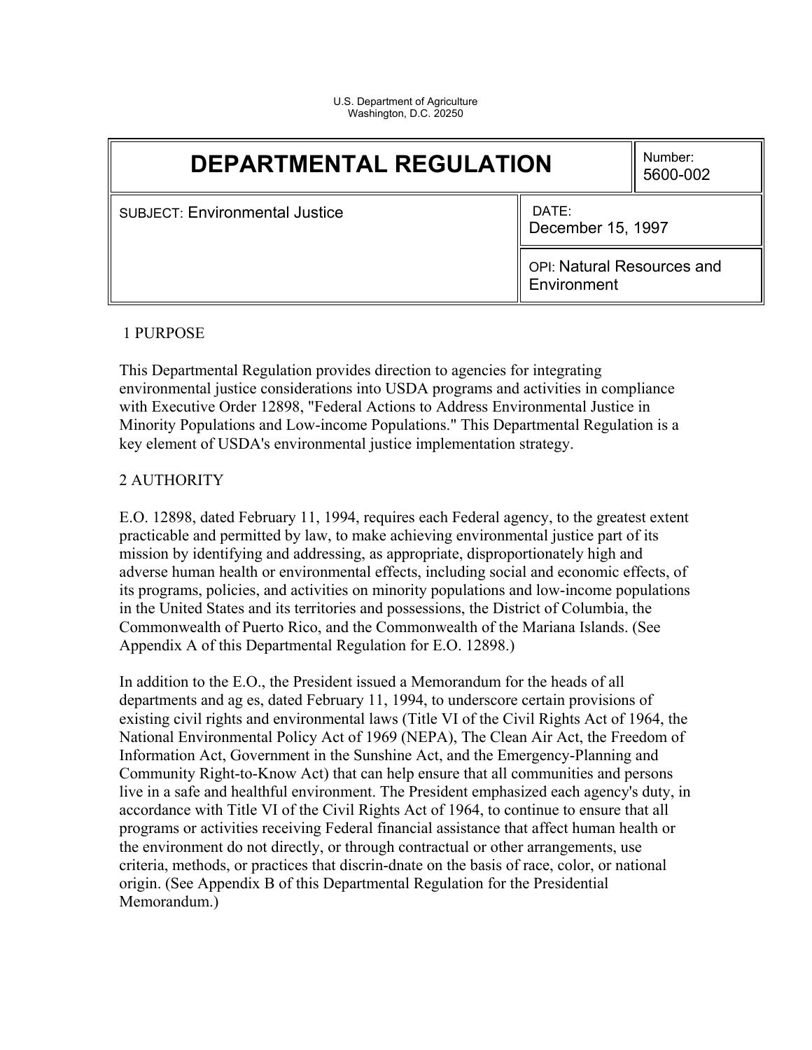U.S. Department of Agriculture
Washington, D.C. 20250

| DEPARTMENTAL REGULATION | | Number: 5600-002 |
|---|---|---|
| SUBJECT: Environmental Justice | DATE: December 15, 1997 | |
| | OPI: Natural Resources and Environment | |

## 1 PURPOSE

This Departmental Regulation provides direction to agencies for integrating environmental justice considerations into USDA programs and activities in compliance with Executive Order 12898, "Federal Actions to Address Environmental Justice in Minority Populations and Low-income Populations." This Departmental Regulation is a key element of USDA's environmental justice implementation strategy.

## 2 AUTHORITY

E.O. 12898, dated February 11, 1994, requires each Federal agency, to the greatest extent practicable and permitted by law, to make achieving environmental justice part of its mission by identifying and addressing, as appropriate, disproportionately high and adverse human health or environmental effects, including social and economic effects, of its programs, policies, and activities on minority populations and low-income populations in the United States and its territories and possessions, the District of Columbia, the Commonwealth of Puerto Rico, and the Commonwealth of the Mariana Islands. (See Appendix A of this Departmental Regulation for E.O. 12898.)

In addition to the E.O., the President issued a Memorandum for the heads of all departments and ag es, dated February 11, 1994, to underscore certain provisions of existing civil rights and environmental laws (Title VI of the Civil Rights Act of 1964, the National Environmental Policy Act of 1969 (NEPA), The Clean Air Act, the Freedom of Information Act, Government in the Sunshine Act, and the Emergency-Planning and Community Right-to-Know Act) that can help ensure that all communities and persons live in a safe and healthful environment. The President emphasized each agency's duty, in accordance with Title VI of the Civil Rights Act of 1964, to continue to ensure that all programs or activities receiving Federal financial assistance that affect human health or the environment do not directly, or through contractual or other arrangements, use criteria, methods, or practices that discrin-dnate on the basis of race, color, or national origin. (See Appendix B of this Departmental Regulation for the Presidential Memorandum.)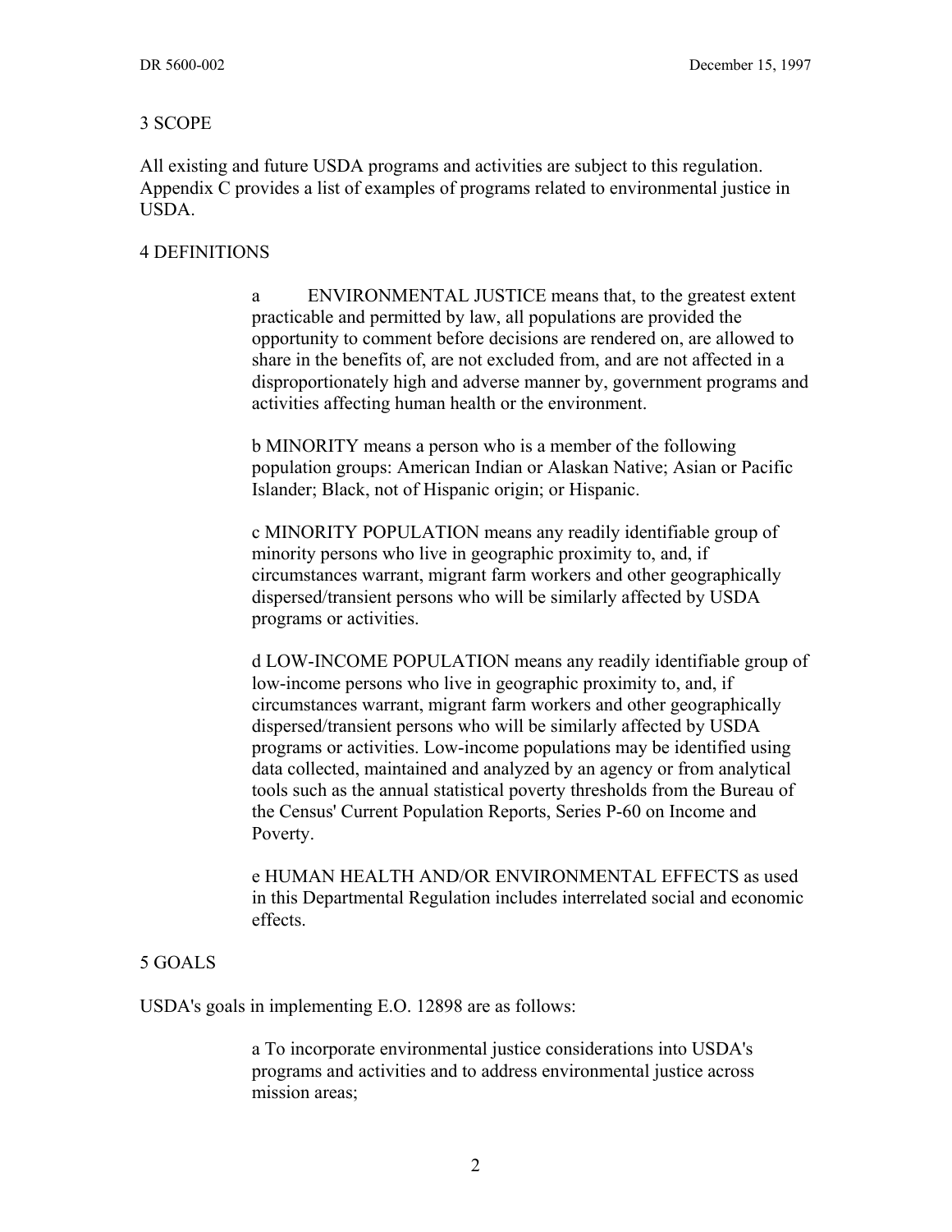## 3 SCOPE

All existing and future USDA programs and activities are subject to this regulation. Appendix C provides a list of examples of programs related to environmental justice in USDA.

## 4 DEFINITIONS

a ENVIRONMENTAL JUSTICE means that, to the greatest extent practicable and permitted by law, all populations are provided the opportunity to comment before decisions are rendered on, are allowed to share in the benefits of, are not excluded from, and are not affected in a disproportionately high and adverse manner by, government programs and activities affecting human health or the environment.

b MINORITY means a person who is a member of the following population groups: American Indian or Alaskan Native; Asian or Pacific Islander; Black, not of Hispanic origin; or Hispanic.

c MINORITY POPULATION means any readily identifiable group of minority persons who live in geographic proximity to, and, if circumstances warrant, migrant farm workers and other geographically dispersed/transient persons who will be similarly affected by USDA programs or activities.

d LOW-INCOME POPULATION means any readily identifiable group of low-income persons who live in geographic proximity to, and, if circumstances warrant, migrant farm workers and other geographically dispersed/transient persons who will be similarly affected by USDA programs or activities. Low-income populations may be identified using data collected, maintained and analyzed by an agency or from analytical tools such as the annual statistical poverty thresholds from the Bureau of the Census' Current Population Reports, Series P-60 on Income and Poverty.

e HUMAN HEALTH AND/OR ENVIRONMENTAL EFFECTS as used in this Departmental Regulation includes interrelated social and economic effects.

## 5 GOALS

USDA's goals in implementing E.O. 12898 are as follows:

a To incorporate environmental justice considerations into USDA's programs and activities and to address environmental justice across mission areas;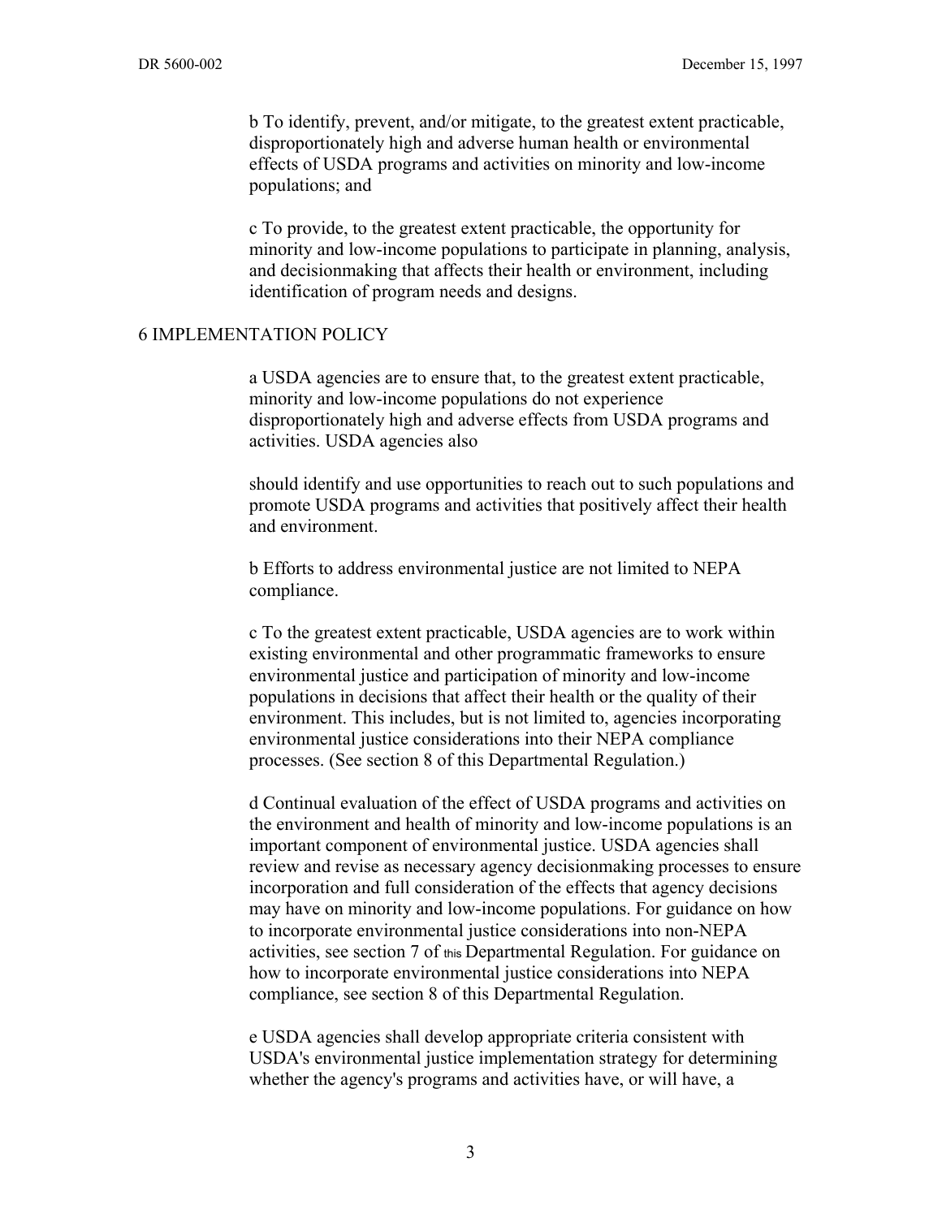b To identify, prevent, and/or mitigate, to the greatest extent practicable, disproportionately high and adverse human health or environmental effects of USDA programs and activities on minority and low-income populations; and

c To provide, to the greatest extent practicable, the opportunity for minority and low-income populations to participate in planning, analysis, and decisionmaking that affects their health or environment, including identification of program needs and designs.

## 6 IMPLEMENTATION POLICY

a USDA agencies are to ensure that, to the greatest extent practicable, minority and low-income populations do not experience disproportionately high and adverse effects from USDA programs and activities. USDA agencies also

should identify and use opportunities to reach out to such populations and promote USDA programs and activities that positively affect their health and environment.

b Efforts to address environmental justice are not limited to NEPA compliance.

c To the greatest extent practicable, USDA agencies are to work within existing environmental and other programmatic frameworks to ensure environmental justice and participation of minority and low-income populations in decisions that affect their health or the quality of their environment. This includes, but is not limited to, agencies incorporating environmental justice considerations into their NEPA compliance processes. (See section 8 of this Departmental Regulation.)

d Continual evaluation of the effect of USDA programs and activities on the environment and health of minority and low-income populations is an important component of environmental justice. USDA agencies shall review and revise as necessary agency decisionmaking processes to ensure incorporation and full consideration of the effects that agency decisions may have on minority and low-income populations. For guidance on how to incorporate environmental justice considerations into non-NEPA activities, see section 7 of this Departmental Regulation. For guidance on how to incorporate environmental justice considerations into NEPA compliance, see section 8 of this Departmental Regulation.

e USDA agencies shall develop appropriate criteria consistent with USDA's environmental justice implementation strategy for determining whether the agency's programs and activities have, or will have, a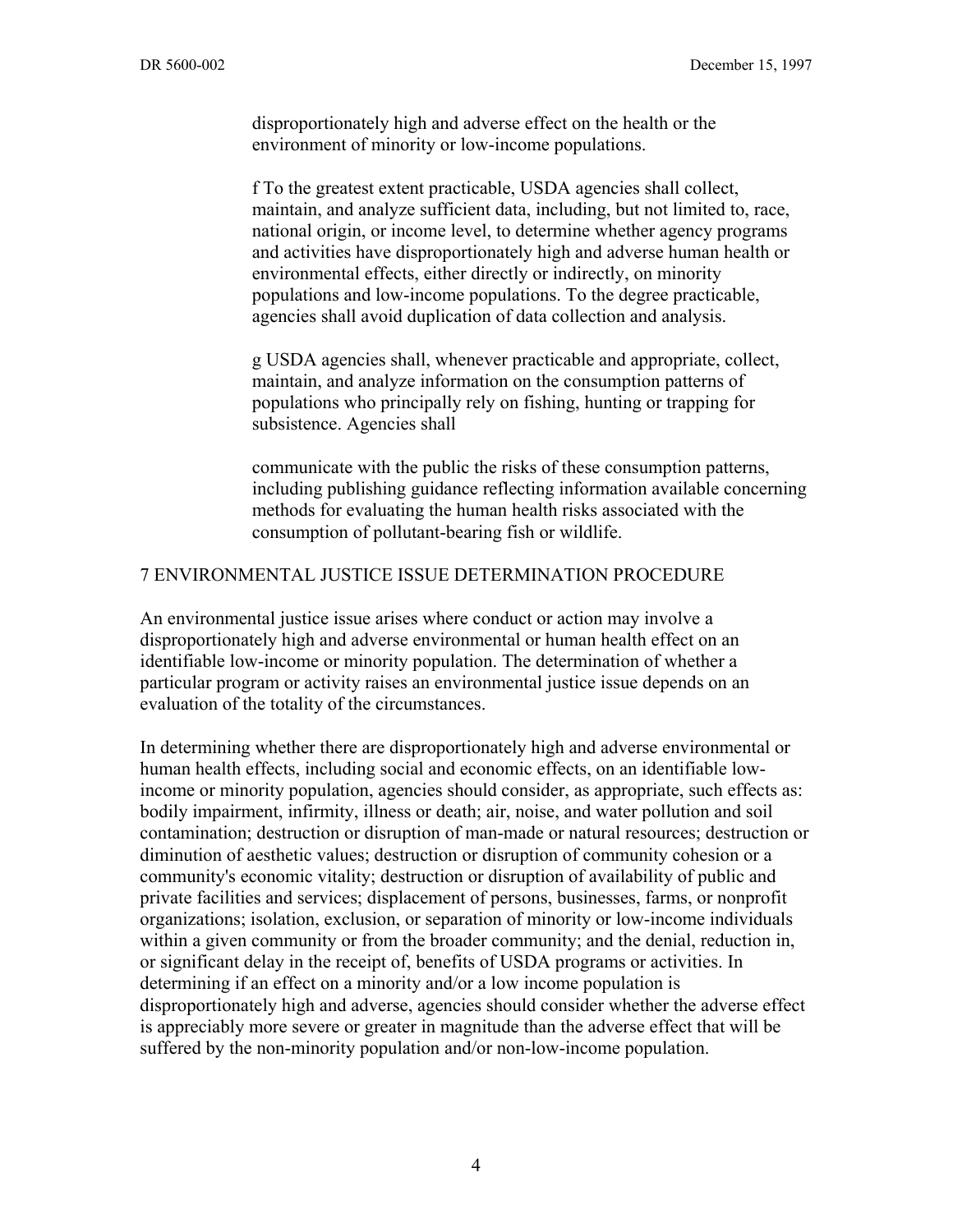disproportionately high and adverse effect on the health or the environment of minority or low-income populations.

f To the greatest extent practicable, USDA agencies shall collect, maintain, and analyze sufficient data, including, but not limited to, race, national origin, or income level, to determine whether agency programs and activities have disproportionately high and adverse human health or environmental effects, either directly or indirectly, on minority populations and low-income populations. To the degree practicable, agencies shall avoid duplication of data collection and analysis.

g USDA agencies shall, whenever practicable and appropriate, collect, maintain, and analyze information on the consumption patterns of populations who principally rely on fishing, hunting or trapping for subsistence. Agencies shall

communicate with the public the risks of these consumption patterns, including publishing guidance reflecting information available concerning methods for evaluating the human health risks associated with the consumption of pollutant-bearing fish or wildlife.

## 7 ENVIRONMENTAL JUSTICE ISSUE DETERMINATION PROCEDURE

An environmental justice issue arises where conduct or action may involve a disproportionately high and adverse environmental or human health effect on an identifiable low-income or minority population. The determination of whether a particular program or activity raises an environmental justice issue depends on an evaluation of the totality of the circumstances.

In determining whether there are disproportionately high and adverse environmental or human health effects, including social and economic effects, on an identifiable low-income or minority population, agencies should consider, as appropriate, such effects as: bodily impairment, infirmity, illness or death; air, noise, and water pollution and soil contamination; destruction or disruption of man-made or natural resources; destruction or diminution of aesthetic values; destruction or disruption of community cohesion or a community's economic vitality; destruction or disruption of availability of public and private facilities and services; displacement of persons, businesses, farms, or nonprofit organizations; isolation, exclusion, or separation of minority or low-income individuals within a given community or from the broader community; and the denial, reduction in, or significant delay in the receipt of, benefits of USDA programs or activities. In determining if an effect on a minority and/or a low income population is disproportionately high and adverse, agencies should consider whether the adverse effect is appreciably more severe or greater in magnitude than the adverse effect that will be suffered by the non-minority population and/or non-low-income population.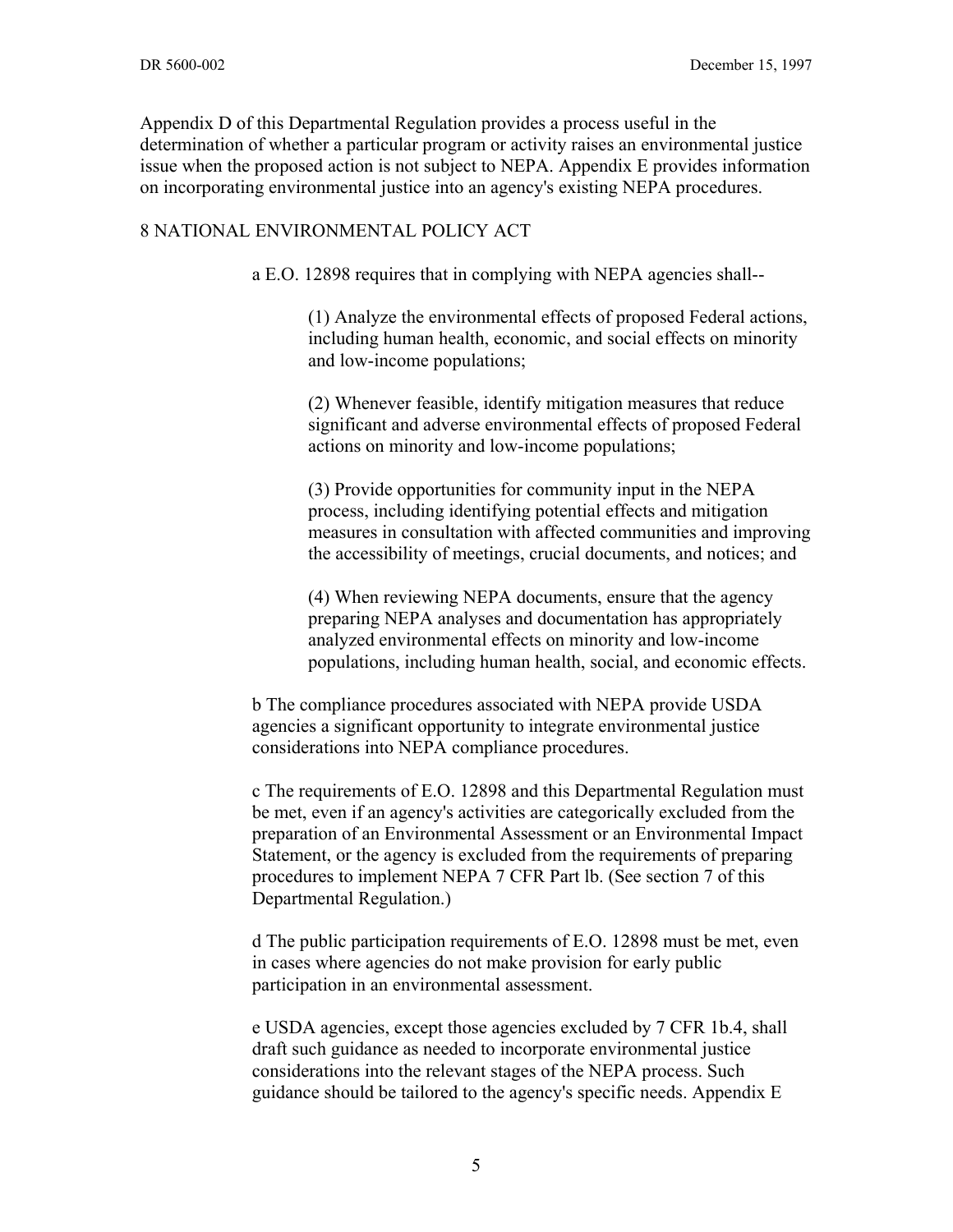Appendix D of this Departmental Regulation provides a process useful in the determination of whether a particular program or activity raises an environmental justice issue when the proposed action is not subject to NEPA. Appendix E provides information on incorporating environmental justice into an agency's existing NEPA procedures.

## 8 NATIONAL ENVIRONMENTAL POLICY ACT

a E.O. 12898 requires that in complying with NEPA agencies shall--

(1) Analyze the environmental effects of proposed Federal actions, including human health, economic, and social effects on minority and low-income populations;

(2) Whenever feasible, identify mitigation measures that reduce significant and adverse environmental effects of proposed Federal actions on minority and low-income populations;

(3) Provide opportunities for community input in the NEPA process, including identifying potential effects and mitigation measures in consultation with affected communities and improving the accessibility of meetings, crucial documents, and notices; and

(4) When reviewing NEPA documents, ensure that the agency preparing NEPA analyses and documentation has appropriately analyzed environmental effects on minority and low-income populations, including human health, social, and economic effects.

b The compliance procedures associated with NEPA provide USDA agencies a significant opportunity to integrate environmental justice considerations into NEPA compliance procedures.

c The requirements of E.O. 12898 and this Departmental Regulation must be met, even if an agency's activities are categorically excluded from the preparation of an Environmental Assessment or an Environmental Impact Statement, or the agency is excluded from the requirements of preparing procedures to implement NEPA 7 CFR Part lb. (See section 7 of this Departmental Regulation.)

d The public participation requirements of E.O. 12898 must be met, even in cases where agencies do not make provision for early public participation in an environmental assessment.

e USDA agencies, except those agencies excluded by 7 CFR 1b.4, shall draft such guidance as needed to incorporate environmental justice considerations into the relevant stages of the NEPA process. Such guidance should be tailored to the agency's specific needs. Appendix E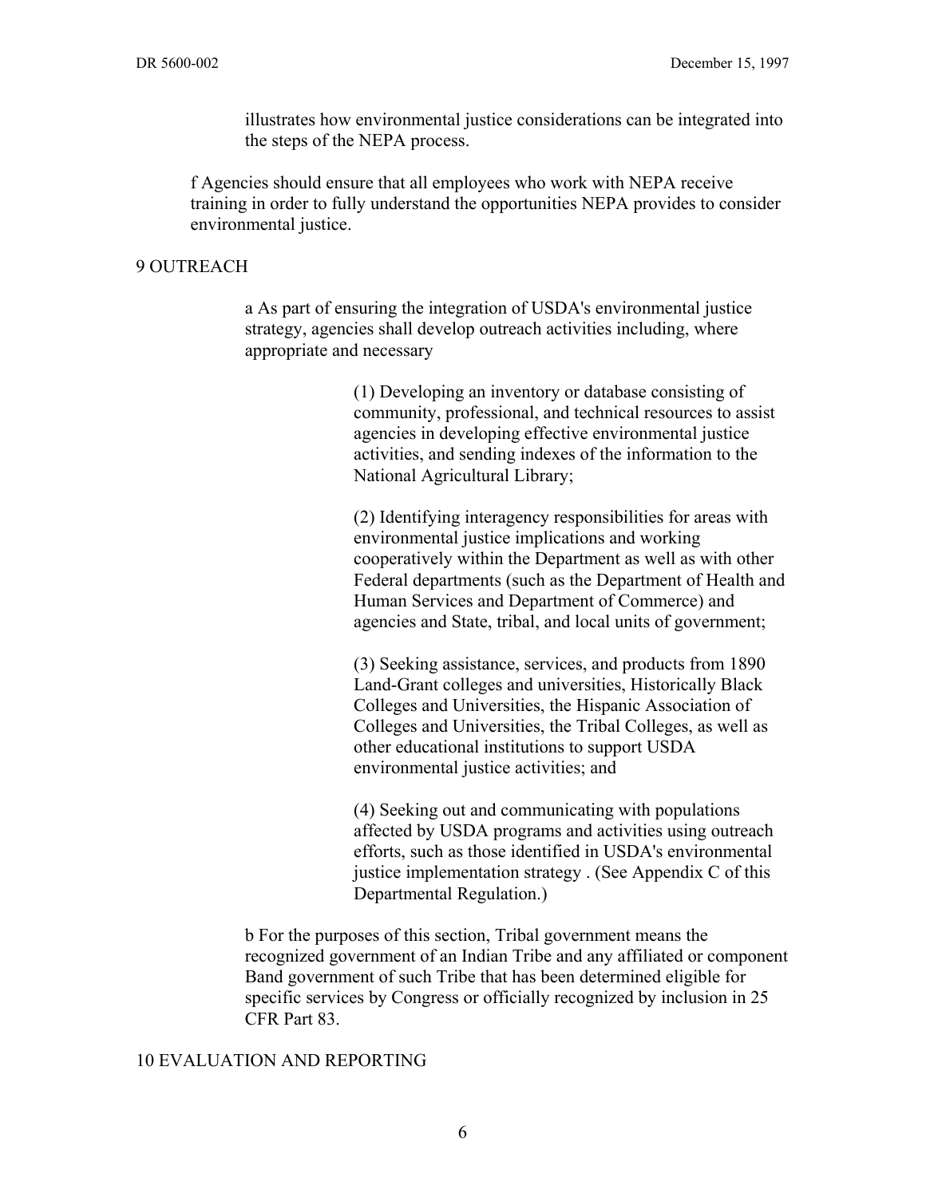illustrates how environmental justice considerations can be integrated into the steps of the NEPA process.

f Agencies should ensure that all employees who work with NEPA receive training in order to fully understand the opportunities NEPA provides to consider environmental justice.

## 9 OUTREACH

a As part of ensuring the integration of USDA's environmental justice strategy, agencies shall develop outreach activities including, where appropriate and necessary

(1) Developing an inventory or database consisting of community, professional, and technical resources to assist agencies in developing effective environmental justice activities, and sending indexes of the information to the National Agricultural Library;

(2) Identifying interagency responsibilities for areas with environmental justice implications and working cooperatively within the Department as well as with other Federal departments (such as the Department of Health and Human Services and Department of Commerce) and agencies and State, tribal, and local units of government;

(3) Seeking assistance, services, and products from 1890 Land-Grant colleges and universities, Historically Black Colleges and Universities, the Hispanic Association of Colleges and Universities, the Tribal Colleges, as well as other educational institutions to support USDA environmental justice activities; and

(4) Seeking out and communicating with populations affected by USDA programs and activities using outreach efforts, such as those identified in USDA's environmental justice implementation strategy . (See Appendix C of this Departmental Regulation.)

b For the purposes of this section, Tribal government means the recognized government of an Indian Tribe and any affiliated or component Band government of such Tribe that has been determined eligible for specific services by Congress or officially recognized by inclusion in 25 CFR Part 83.

## 10 EVALUATION AND REPORTING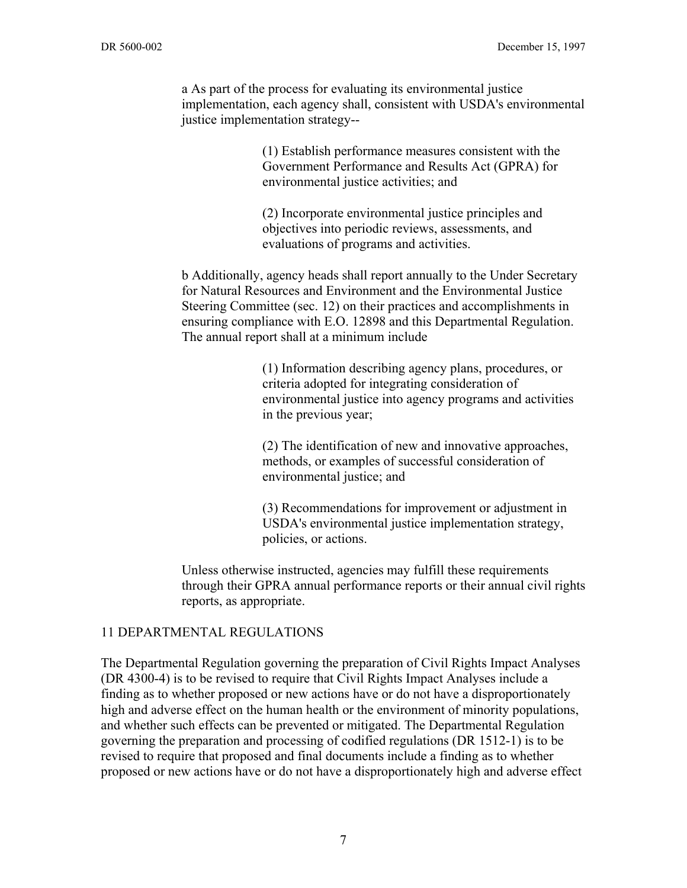a As part of the process for evaluating its environmental justice implementation, each agency shall, consistent with USDA's environmental justice implementation strategy--

(1) Establish performance measures consistent with the Government Performance and Results Act (GPRA) for environmental justice activities; and

(2) Incorporate environmental justice principles and objectives into periodic reviews, assessments, and evaluations of programs and activities.

b Additionally, agency heads shall report annually to the Under Secretary for Natural Resources and Environment and the Environmental Justice Steering Committee (sec. 12) on their practices and accomplishments in ensuring compliance with E.O. 12898 and this Departmental Regulation. The annual report shall at a minimum include

(1) Information describing agency plans, procedures, or criteria adopted for integrating consideration of environmental justice into agency programs and activities in the previous year;

(2) The identification of new and innovative approaches, methods, or examples of successful consideration of environmental justice; and

(3) Recommendations for improvement or adjustment in USDA's environmental justice implementation strategy, policies, or actions.

Unless otherwise instructed, agencies may fulfill these requirements through their GPRA annual performance reports or their annual civil rights reports, as appropriate.

## 11 DEPARTMENTAL REGULATIONS

The Departmental Regulation governing the preparation of Civil Rights Impact Analyses (DR 4300-4) is to be revised to require that Civil Rights Impact Analyses include a finding as to whether proposed or new actions have or do not have a disproportionately high and adverse effect on the human health or the environment of minority populations, and whether such effects can be prevented or mitigated. The Departmental Regulation governing the preparation and processing of codified regulations (DR 1512-1) is to be revised to require that proposed and final documents include a finding as to whether proposed or new actions have or do not have a disproportionately high and adverse effect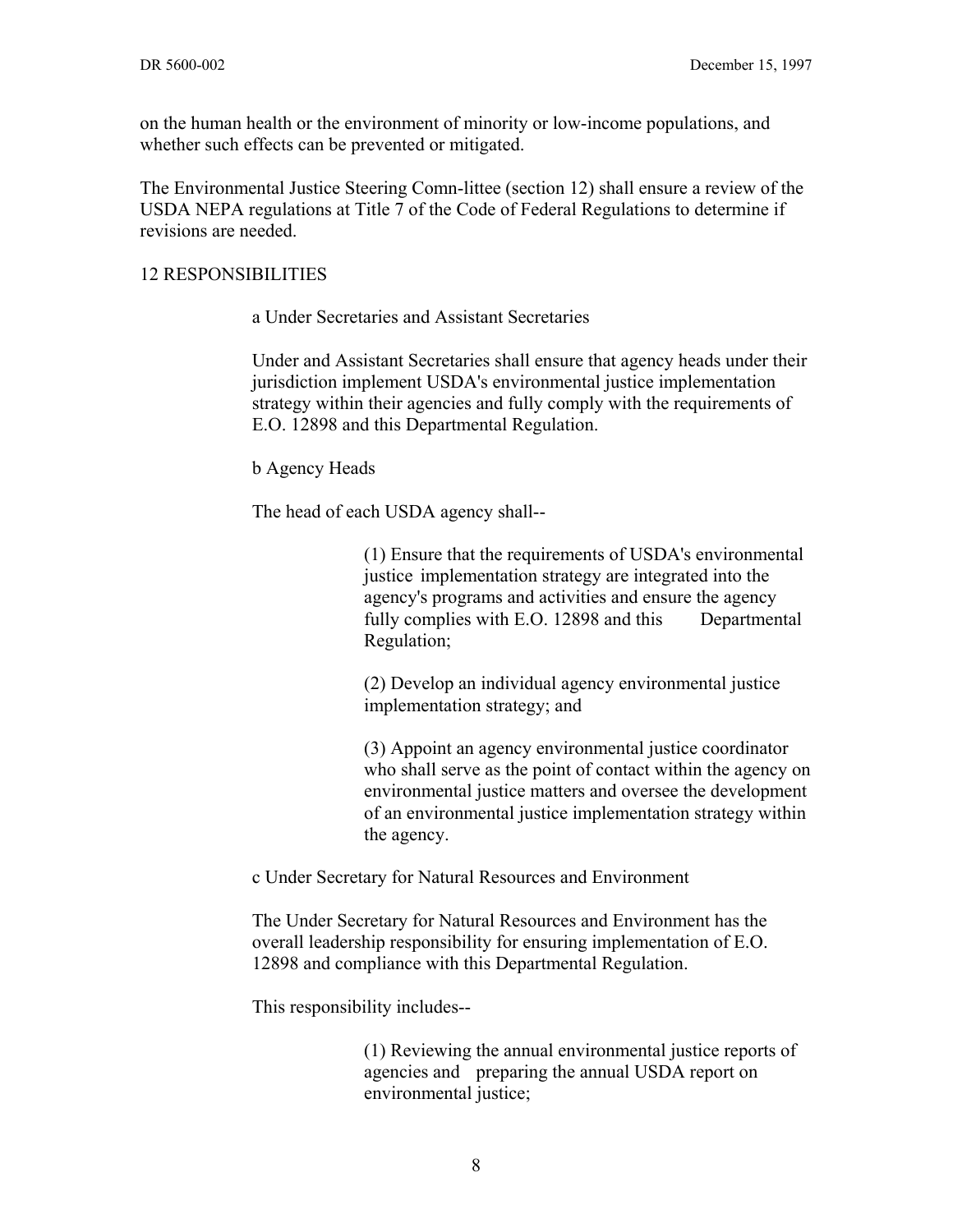on the human health or the environment of minority or low-income populations, and whether such effects can be prevented or mitigated.

The Environmental Justice Steering Comn-littee (section 12) shall ensure a review of the USDA NEPA regulations at Title 7 of the Code of Federal Regulations to determine if revisions are needed.

## 12 RESPONSIBILITIES

a Under Secretaries and Assistant Secretaries

Under and Assistant Secretaries shall ensure that agency heads under their jurisdiction implement USDA's environmental justice implementation strategy within their agencies and fully comply with the requirements of E.O. 12898 and this Departmental Regulation.

b Agency Heads

The head of each USDA agency shall--

(1) Ensure that the requirements of USDA's environmental justice implementation strategy are integrated into the agency's programs and activities and ensure the agency fully complies with E.O. 12898 and this Departmental Regulation;

(2) Develop an individual agency environmental justice implementation strategy; and

(3) Appoint an agency environmental justice coordinator who shall serve as the point of contact within the agency on environmental justice matters and oversee the development of an environmental justice implementation strategy within the agency.

c Under Secretary for Natural Resources and Environment

The Under Secretary for Natural Resources and Environment has the overall leadership responsibility for ensuring implementation of E.O. 12898 and compliance with this Departmental Regulation.

This responsibility includes--

(1) Reviewing the annual environmental justice reports of agencies and preparing the annual USDA report on environmental justice;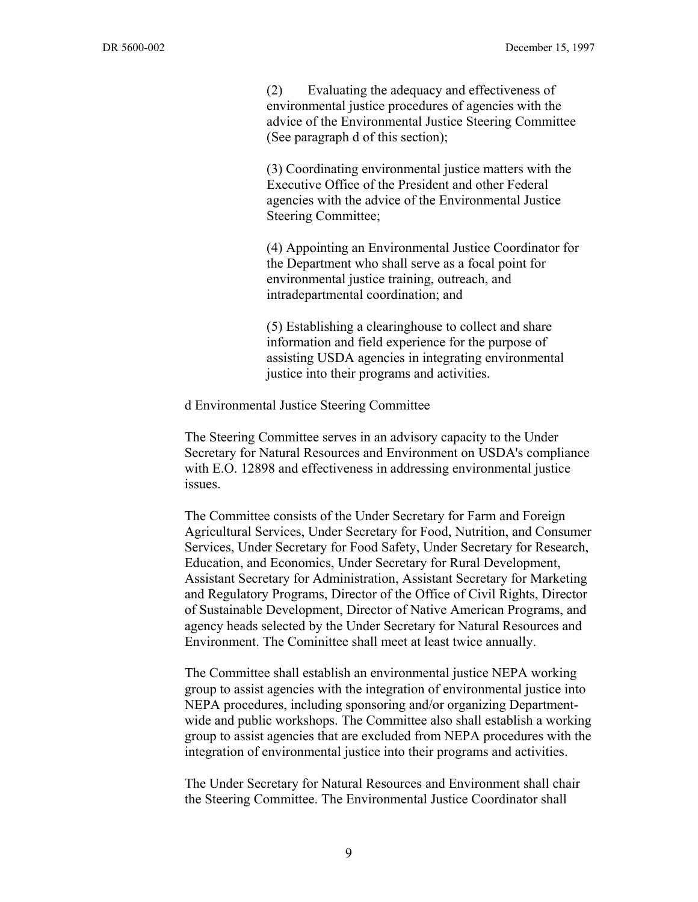(2) Evaluating the adequacy and effectiveness of environmental justice procedures of agencies with the advice of the Environmental Justice Steering Committee (See paragraph d of this section);

(3) Coordinating environmental justice matters with the Executive Office of the President and other Federal agencies with the advice of the Environmental Justice Steering Committee;

(4) Appointing an Environmental Justice Coordinator for the Department who shall serve as a focal point for environmental justice training, outreach, and intradepartmental coordination; and

(5) Establishing a clearinghouse to collect and share information and field experience for the purpose of assisting USDA agencies in integrating environmental justice into their programs and activities.

d Environmental Justice Steering Committee

The Steering Committee serves in an advisory capacity to the Under Secretary for Natural Resources and Environment on USDA's compliance with E.O. 12898 and effectiveness in addressing environmental justice issues.

The Committee consists of the Under Secretary for Farm and Foreign Agricultural Services, Under Secretary for Food, Nutrition, and Consumer Services, Under Secretary for Food Safety, Under Secretary for Research, Education, and Economics, Under Secretary for Rural Development, Assistant Secretary for Administration, Assistant Secretary for Marketing and Regulatory Programs, Director of the Office of Civil Rights, Director of Sustainable Development, Director of Native American Programs, and agency heads selected by the Under Secretary for Natural Resources and Environment. The Cominittee shall meet at least twice annually.

The Committee shall establish an environmental justice NEPA working group to assist agencies with the integration of environmental justice into NEPA procedures, including sponsoring and/or organizing Department-wide and public workshops. The Committee also shall establish a working group to assist agencies that are excluded from NEPA procedures with the integration of environmental justice into their programs and activities.

The Under Secretary for Natural Resources and Environment shall chair the Steering Committee. The Environmental Justice Coordinator shall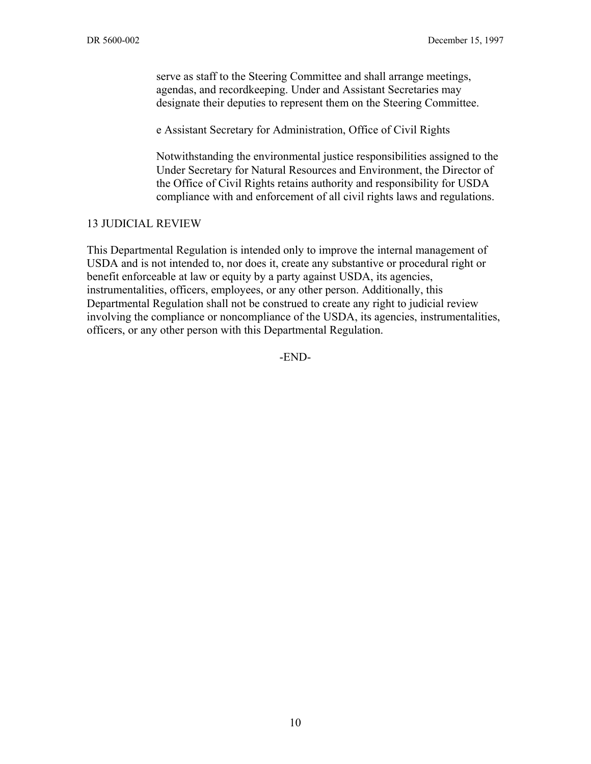serve as staff to the Steering Committee and shall arrange meetings, agendas, and recordkeeping. Under and Assistant Secretaries may designate their deputies to represent them on the Steering Committee.

e Assistant Secretary for Administration, Office of Civil Rights

Notwithstanding the environmental justice responsibilities assigned to the Under Secretary for Natural Resources and Environment, the Director of the Office of Civil Rights retains authority and responsibility for USDA compliance with and enforcement of all civil rights laws and regulations.

## 13 JUDICIAL REVIEW

This Departmental Regulation is intended only to improve the internal management of USDA and is not intended to, nor does it, create any substantive or procedural right or benefit enforceable at law or equity by a party against USDA, its agencies, instrumentalities, officers, employees, or any other person. Additionally, this Departmental Regulation shall not be construed to create any right to judicial review involving the compliance or noncompliance of the USDA, its agencies, instrumentalities, officers, or any other person with this Departmental Regulation.

-END-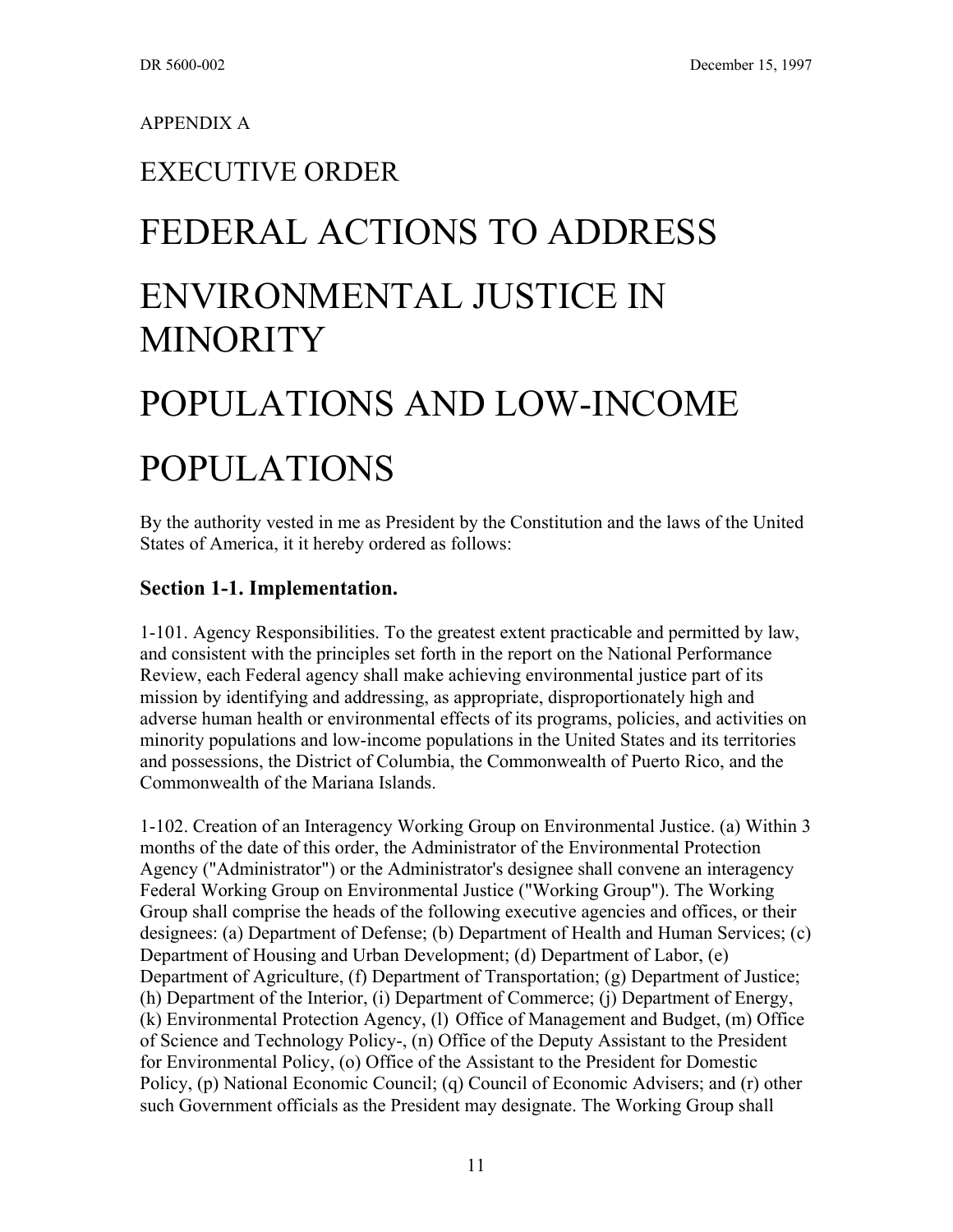APPENDIX A

# EXECUTIVE ORDER

# FEDERAL ACTIONS TO ADDRESS ENVIRONMENTAL JUSTICE IN MINORITY POPULATIONS AND LOW-INCOME POPULATIONS

By the authority vested in me as President by the Constitution and the laws of the United States of America, it it hereby ordered as follows:

### Section 1-1. Implementation.

1-101. Agency Responsibilities. To the greatest extent practicable and permitted by law, and consistent with the principles set forth in the report on the National Performance Review, each Federal agency shall make achieving environmental justice part of its mission by identifying and addressing, as appropriate, disproportionately high and adverse human health or environmental effects of its programs, policies, and activities on minority populations and low-income populations in the United States and its territories and possessions, the District of Columbia, the Commonwealth of Puerto Rico, and the Commonwealth of the Mariana Islands.

1-102. Creation of an Interagency Working Group on Environmental Justice. (a) Within 3 months of the date of this order, the Administrator of the Environmental Protection Agency ("Administrator") or the Administrator's designee shall convene an interagency Federal Working Group on Environmental Justice ("Working Group"). The Working Group shall comprise the heads of the following executive agencies and offices, or their designees: (a) Department of Defense; (b) Department of Health and Human Services; (c) Department of Housing and Urban Development; (d) Department of Labor, (e) Department of Agriculture, (f) Department of Transportation; (g) Department of Justice; (h) Department of the Interior, (i) Department of Commerce; (j) Department of Energy, (k) Environmental Protection Agency, (l) Office of Management and Budget, (m) Office of Science and Technology Policy-, (n) Office of the Deputy Assistant to the President for Environmental Policy, (o) Office of the Assistant to the President for Domestic Policy, (p) National Economic Council; (q) Council of Economic Advisers; and (r) other such Government officials as the President may designate. The Working Group shall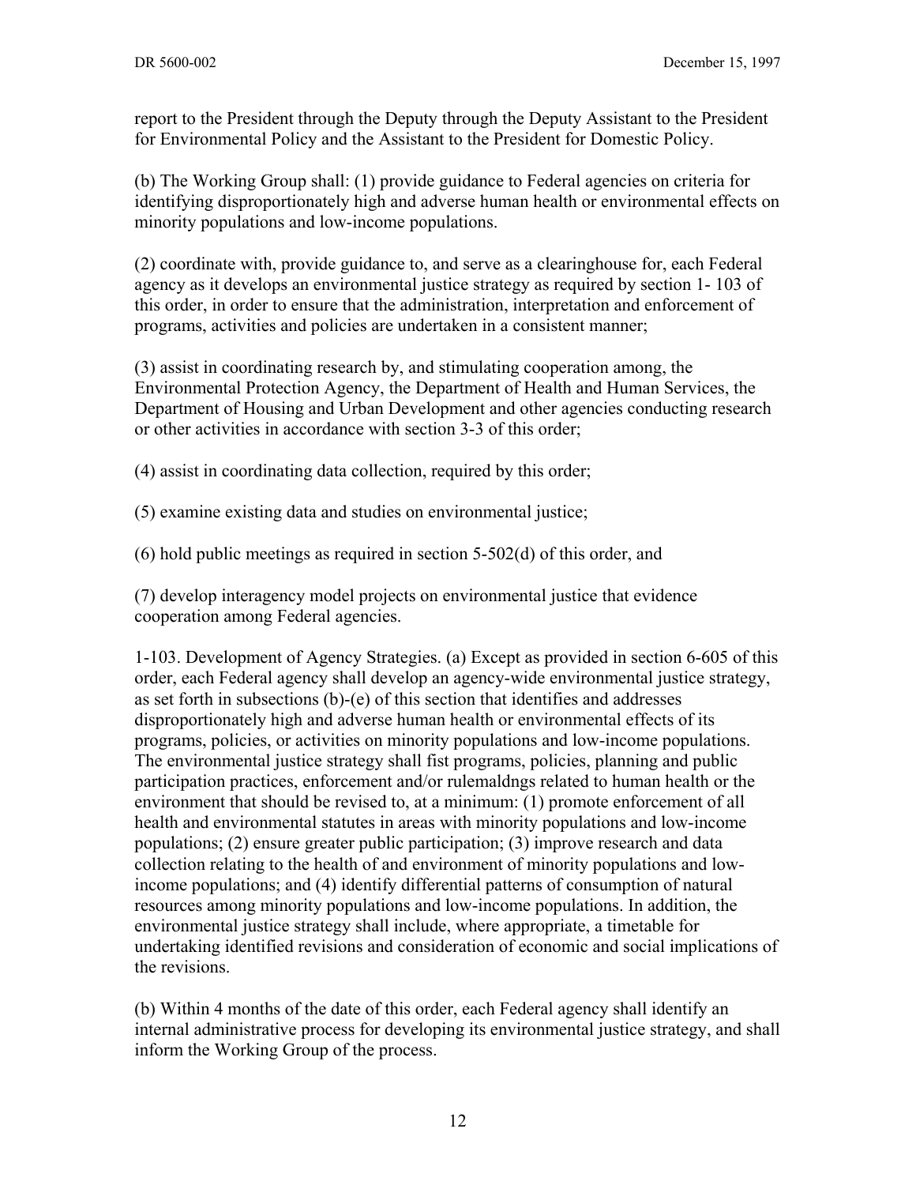report to the President through the Deputy through the Deputy Assistant to the President for Environmental Policy and the Assistant to the President for Domestic Policy.

(b) The Working Group shall: (1) provide guidance to Federal agencies on criteria for identifying disproportionately high and adverse human health or environmental effects on minority populations and low-income populations.

(2) coordinate with, provide guidance to, and serve as a clearinghouse for, each Federal agency as it develops an environmental justice strategy as required by section 1- 103 of this order, in order to ensure that the administration, interpretation and enforcement of programs, activities and policies are undertaken in a consistent manner;

(3) assist in coordinating research by, and stimulating cooperation among, the Environmental Protection Agency, the Department of Health and Human Services, the Department of Housing and Urban Development and other agencies conducting research or other activities in accordance with section 3-3 of this order;

(4) assist in coordinating data collection, required by this order;

(5) examine existing data and studies on environmental justice;

(6) hold public meetings as required in section 5-502(d) of this order, and

(7) develop interagency model projects on environmental justice that evidence cooperation among Federal agencies.

1-103. Development of Agency Strategies. (a) Except as provided in section 6-605 of this order, each Federal agency shall develop an agency-wide environmental justice strategy, as set forth in subsections (b)-(e) of this section that identifies and addresses disproportionately high and adverse human health or environmental effects of its programs, policies, or activities on minority populations and low-income populations. The environmental justice strategy shall fist programs, policies, planning and public participation practices, enforcement and/or rulemaldngs related to human health or the environment that should be revised to, at a minimum: (1) promote enforcement of all health and environmental statutes in areas with minority populations and low-income populations; (2) ensure greater public participation; (3) improve research and data collection relating to the health of and environment of minority populations and low-income populations; and (4) identify differential patterns of consumption of natural resources among minority populations and low-income populations. In addition, the environmental justice strategy shall include, where appropriate, a timetable for undertaking identified revisions and consideration of economic and social implications of the revisions.

(b) Within 4 months of the date of this order, each Federal agency shall identify an internal administrative process for developing its environmental justice strategy, and shall inform the Working Group of the process.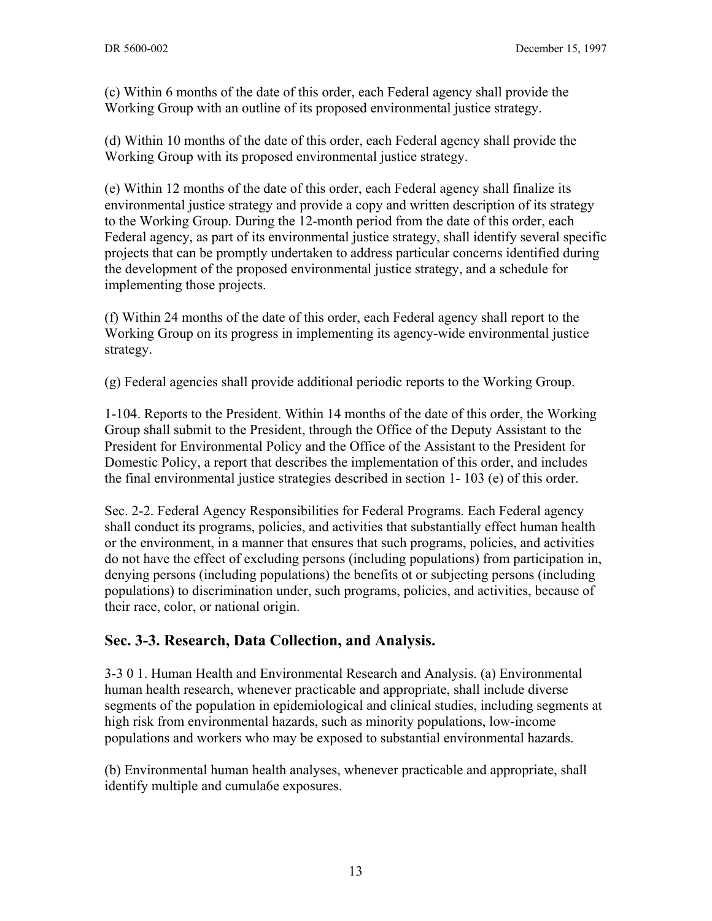(c) Within 6 months of the date of this order, each Federal agency shall provide the Working Group with an outline of its proposed environmental justice strategy.

(d) Within 10 months of the date of this order, each Federal agency shall provide the Working Group with its proposed environmental justice strategy.

(e) Within 12 months of the date of this order, each Federal agency shall finalize its environmental justice strategy and provide a copy and written description of its strategy to the Working Group. During the 12-month period from the date of this order, each Federal agency, as part of its environmental justice strategy, shall identify several specific projects that can be promptly undertaken to address particular concerns identified during the development of the proposed environmental justice strategy, and a schedule for implementing those projects.

(f) Within 24 months of the date of this order, each Federal agency shall report to the Working Group on its progress in implementing its agency-wide environmental justice strategy.

(g) Federal agencies shall provide additional periodic reports to the Working Group.

1-104. Reports to the President. Within 14 months of the date of this order, the Working Group shall submit to the President, through the Office of the Deputy Assistant to the President for Environmental Policy and the Office of the Assistant to the President for Domestic Policy, a report that describes the implementation of this order, and includes the final environmental justice strategies described in section 1- 103 (e) of this order.

Sec. 2-2. Federal Agency Responsibilities for Federal Programs. Each Federal agency shall conduct its programs, policies, and activities that substantially effect human health or the environment, in a manner that ensures that such programs, policies, and activities do not have the effect of excluding persons (including populations) from participation in, denying persons (including populations) the benefits ot or subjecting persons (including populations) to discrimination under, such programs, policies, and activities, because of their race, color, or national origin.

## Sec. 3-3. Research, Data Collection, and Analysis.

3-3 0 1. Human Health and Environmental Research and Analysis. (a) Environmental human health research, whenever practicable and appropriate, shall include diverse segments of the population in epidemiological and clinical studies, including segments at high risk from environmental hazards, such as minority populations, low-income populations and workers who may be exposed to substantial environmental hazards.

(b) Environmental human health analyses, whenever practicable and appropriate, shall identify multiple and cumula6e exposures.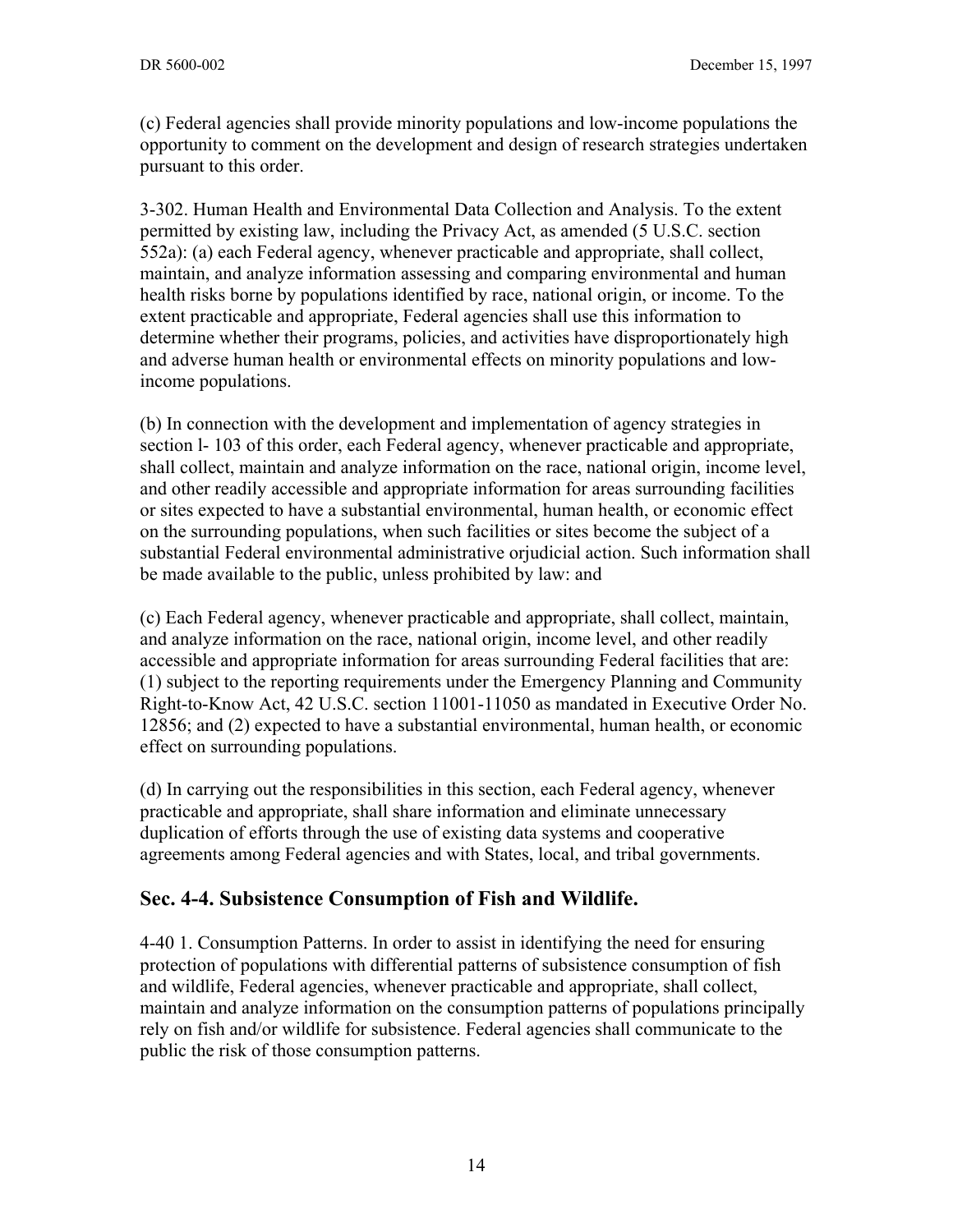(c) Federal agencies shall provide minority populations and low-income populations the opportunity to comment on the development and design of research strategies undertaken pursuant to this order.

3-302. Human Health and Environmental Data Collection and Analysis. To the extent permitted by existing law, including the Privacy Act, as amended (5 U.S.C. section 552a): (a) each Federal agency, whenever practicable and appropriate, shall collect, maintain, and analyze information assessing and comparing environmental and human health risks borne by populations identified by race, national origin, or income. To the extent practicable and appropriate, Federal agencies shall use this information to determine whether their programs, policies, and activities have disproportionately high and adverse human health or environmental effects on minority populations and low-income populations.

(b) In connection with the development and implementation of agency strategies in section l- 103 of this order, each Federal agency, whenever practicable and appropriate, shall collect, maintain and analyze information on the race, national origin, income level, and other readily accessible and appropriate information for areas surrounding facilities or sites expected to have a substantial environmental, human health, or economic effect on the surrounding populations, when such facilities or sites become the subject of a substantial Federal environmental administrative orjudicial action. Such information shall be made available to the public, unless prohibited by law: and

(c) Each Federal agency, whenever practicable and appropriate, shall collect, maintain, and analyze information on the race, national origin, income level, and other readily accessible and appropriate information for areas surrounding Federal facilities that are: (1) subject to the reporting requirements under the Emergency Planning and Community Right-to-Know Act, 42 U.S.C. section 11001-11050 as mandated in Executive Order No. 12856; and (2) expected to have a substantial environmental, human health, or economic effect on surrounding populations.

(d) In carrying out the responsibilities in this section, each Federal agency, whenever practicable and appropriate, shall share information and eliminate unnecessary duplication of efforts through the use of existing data systems and cooperative agreements among Federal agencies and with States, local, and tribal governments.

## Sec. 4-4. Subsistence Consumption of Fish and Wildlife.

4-40 1. Consumption Patterns. In order to assist in identifying the need for ensuring protection of populations with differential patterns of subsistence consumption of fish and wildlife, Federal agencies, whenever practicable and appropriate, shall collect, maintain and analyze information on the consumption patterns of populations principally rely on fish and/or wildlife for subsistence. Federal agencies shall communicate to the public the risk of those consumption patterns.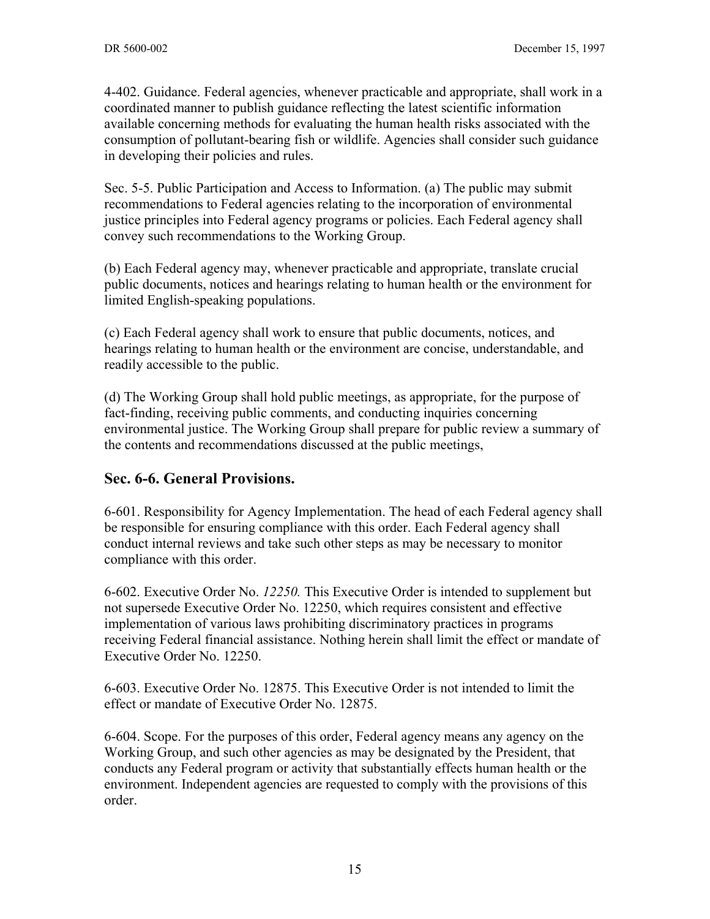4-402. Guidance. Federal agencies, whenever practicable and appropriate, shall work in a coordinated manner to publish guidance reflecting the latest scientific information available concerning methods for evaluating the human health risks associated with the consumption of pollutant-bearing fish or wildlife. Agencies shall consider such guidance in developing their policies and rules.

Sec. 5-5. Public Participation and Access to Information. (a) The public may submit recommendations to Federal agencies relating to the incorporation of environmental justice principles into Federal agency programs or policies. Each Federal agency shall convey such recommendations to the Working Group.

(b) Each Federal agency may, whenever practicable and appropriate, translate crucial public documents, notices and hearings relating to human health or the environment for limited English-speaking populations.

(c) Each Federal agency shall work to ensure that public documents, notices, and hearings relating to human health or the environment are concise, understandable, and readily accessible to the public.

(d) The Working Group shall hold public meetings, as appropriate, for the purpose of fact-finding, receiving public comments, and conducting inquiries concerning environmental justice. The Working Group shall prepare for public review a summary of the contents and recommendations discussed at the public meetings,

## Sec. 6-6. General Provisions.

6-601. Responsibility for Agency Implementation. The head of each Federal agency shall be responsible for ensuring compliance with this order. Each Federal agency shall conduct internal reviews and take such other steps as may be necessary to monitor compliance with this order.

6-602. Executive Order No. *12250.* This Executive Order is intended to supplement but not supersede Executive Order No. 12250, which requires consistent and effective implementation of various laws prohibiting discriminatory practices in programs receiving Federal financial assistance. Nothing herein shall limit the effect or mandate of Executive Order No. 12250.

6-603. Executive Order No. 12875. This Executive Order is not intended to limit the effect or mandate of Executive Order No. 12875.

6-604. Scope. For the purposes of this order, Federal agency means any agency on the Working Group, and such other agencies as may be designated by the President, that conducts any Federal program or activity that substantially effects human health or the environment. Independent agencies are requested to comply with the provisions of this order.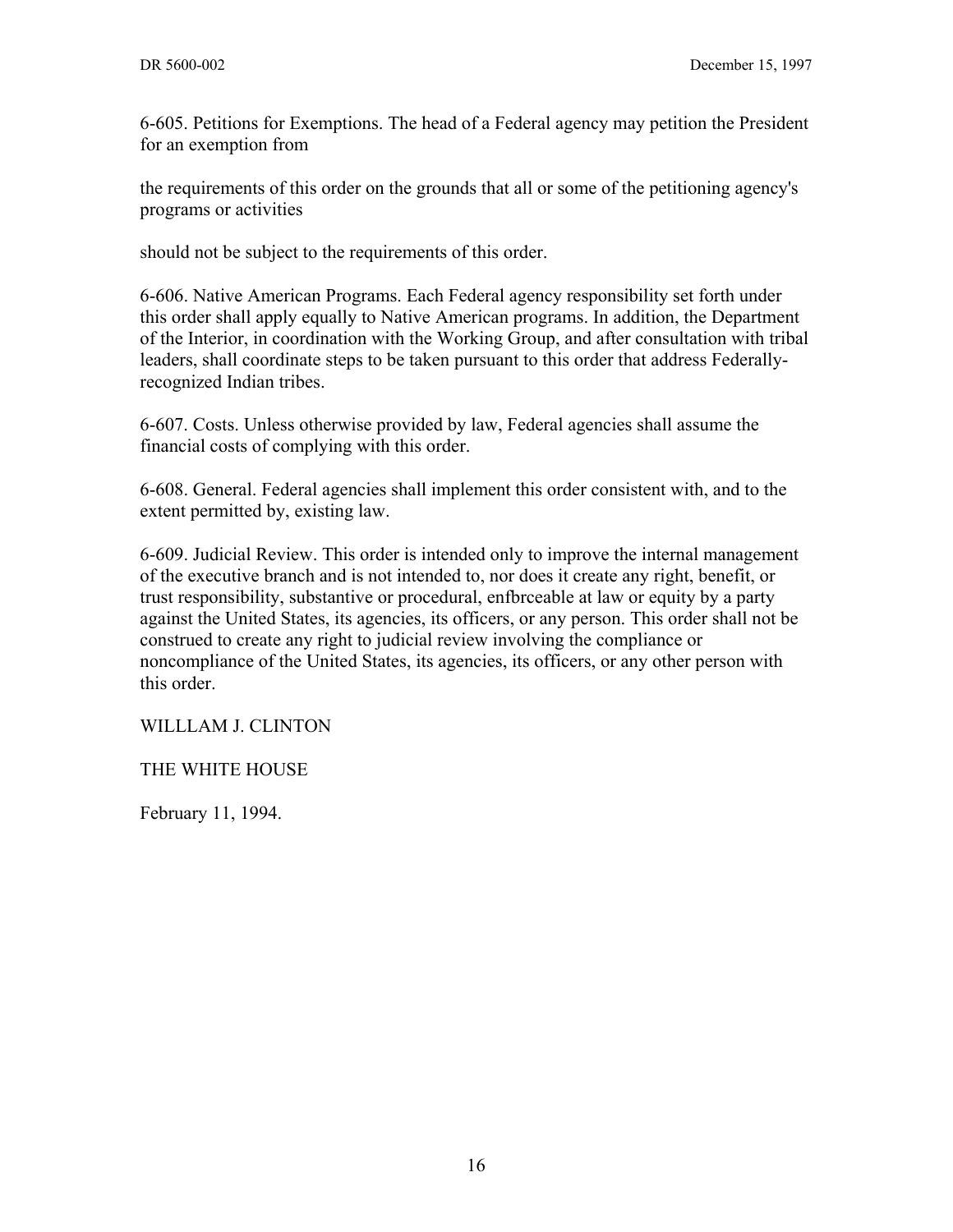6-605. Petitions for Exemptions. The head of a Federal agency may petition the President for an exemption from

the requirements of this order on the grounds that all or some of the petitioning agency's programs or activities

should not be subject to the requirements of this order.

6-606. Native American Programs. Each Federal agency responsibility set forth under this order shall apply equally to Native American programs. In addition, the Department of the Interior, in coordination with the Working Group, and after consultation with tribal leaders, shall coordinate steps to be taken pursuant to this order that address Federally-recognized Indian tribes.

6-607. Costs. Unless otherwise provided by law, Federal agencies shall assume the financial costs of complying with this order.

6-608. General. Federal agencies shall implement this order consistent with, and to the extent permitted by, existing law.

6-609. Judicial Review. This order is intended only to improve the internal management of the executive branch and is not intended to, nor does it create any right, benefit, or trust responsibility, substantive or procedural, enfbrceable at law or equity by a party against the United States, its agencies, its officers, or any person. This order shall not be construed to create any right to judicial review involving the compliance or noncompliance of the United States, its agencies, its officers, or any other person with this order.

WILLLAM J. CLINTON

THE WHITE HOUSE

February 11, 1994.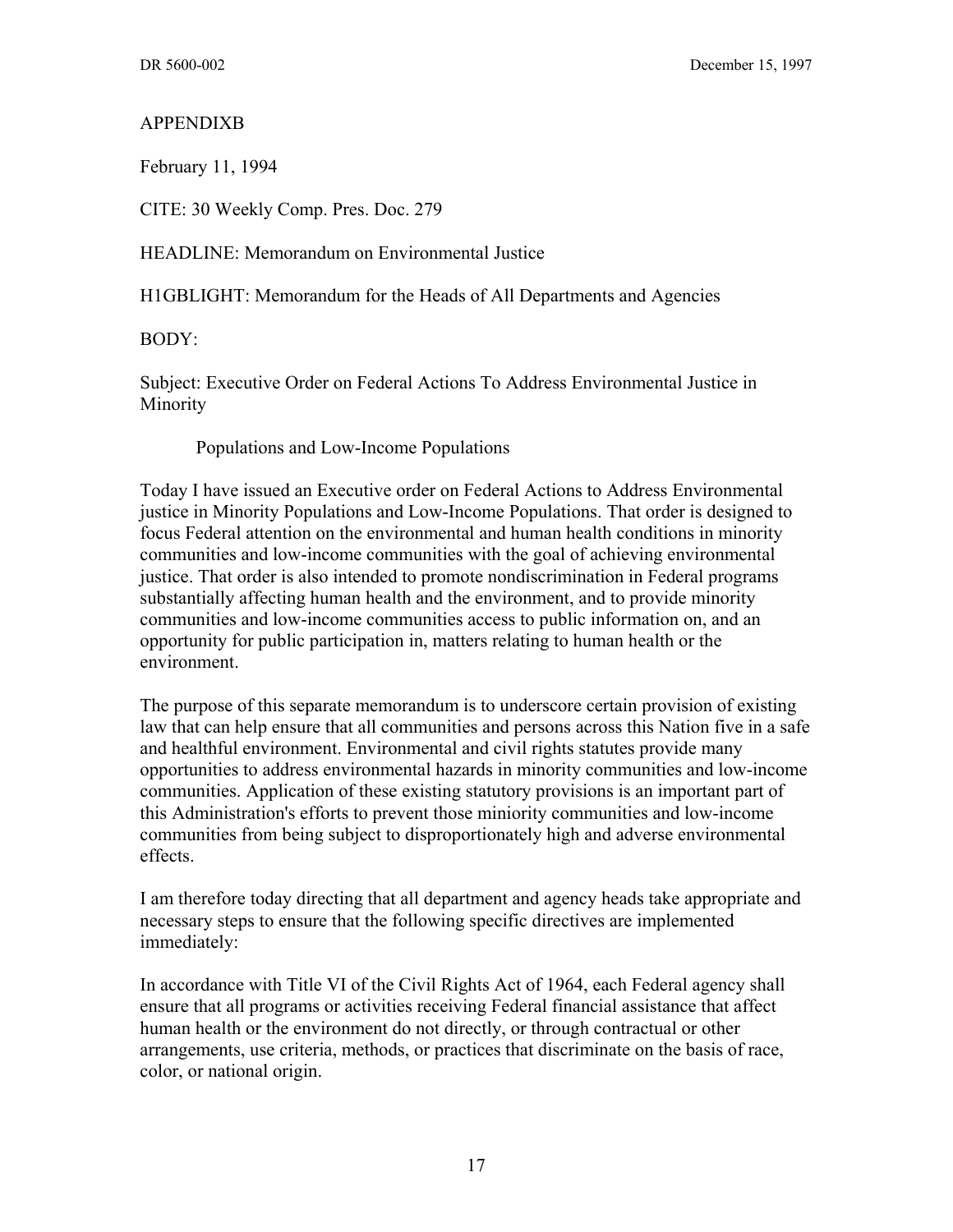APPENDIXB

February 11, 1994

CITE: 30 Weekly Comp. Pres. Doc. 279

HEADLINE: Memorandum on Environmental Justice

H1GBLIGHT: Memorandum for the Heads of All Departments and Agencies

BODY:

Subject: Executive Order on Federal Actions To Address Environmental Justice in Minority

Populations and Low-Income Populations

Today I have issued an Executive order on Federal Actions to Address Environmental justice in Minority Populations and Low-Income Populations. That order is designed to focus Federal attention on the environmental and human health conditions in minority communities and low-income communities with the goal of achieving environmental justice. That order is also intended to promote nondiscrimination in Federal programs substantially affecting human health and the environment, and to provide minority communities and low-income communities access to public information on, and an opportunity for public participation in, matters relating to human health or the environment.

The purpose of this separate memorandum is to underscore certain provision of existing law that can help ensure that all communities and persons across this Nation five in a safe and healthful environment. Environmental and civil rights statutes provide many opportunities to address environmental hazards in minority communities and low-income communities. Application of these existing statutory provisions is an important part of this Administration's efforts to prevent those miniority communities and low-income communities from being subject to disproportionately high and adverse environmental effects.

I am therefore today directing that all department and agency heads take appropriate and necessary steps to ensure that the following specific directives are implemented immediately:

In accordance with Title VI of the Civil Rights Act of 1964, each Federal agency shall ensure that all programs or activities receiving Federal financial assistance that affect human health or the environment do not directly, or through contractual or other arrangements, use criteria, methods, or practices that discriminate on the basis of race, color, or national origin.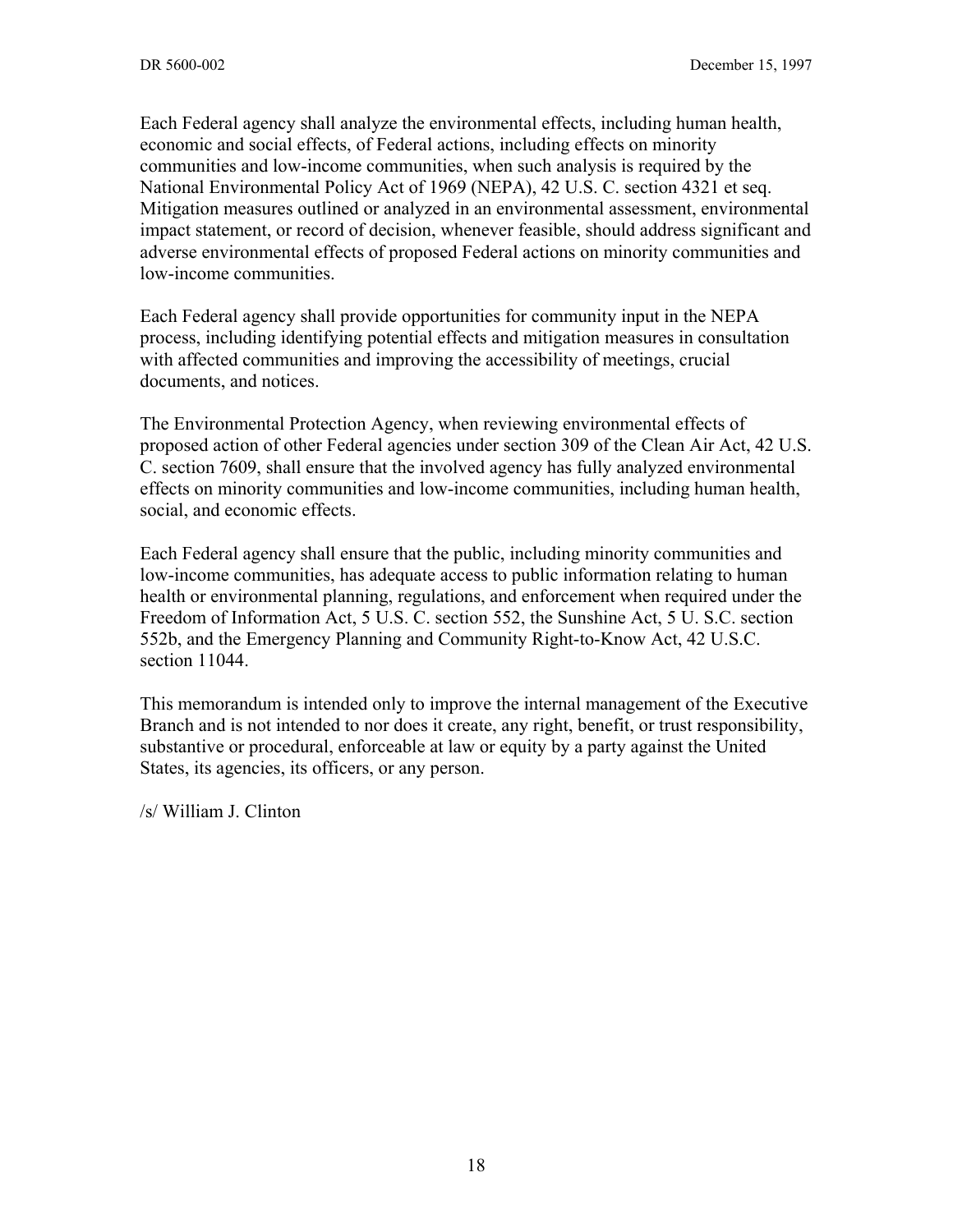Each Federal agency shall analyze the environmental effects, including human health, economic and social effects, of Federal actions, including effects on minority communities and low-income communities, when such analysis is required by the National Environmental Policy Act of 1969 (NEPA), 42 U.S. C. section 4321 et seq. Mitigation measures outlined or analyzed in an environmental assessment, environmental impact statement, or record of decision, whenever feasible, should address significant and adverse environmental effects of proposed Federal actions on minority communities and low-income communities.

Each Federal agency shall provide opportunities for community input in the NEPA process, including identifying potential effects and mitigation measures in consultation with affected communities and improving the accessibility of meetings, crucial documents, and notices.

The Environmental Protection Agency, when reviewing environmental effects of proposed action of other Federal agencies under section 309 of the Clean Air Act, 42 U.S. C. section 7609, shall ensure that the involved agency has fully analyzed environmental effects on minority communities and low-income communities, including human health, social, and economic effects.

Each Federal agency shall ensure that the public, including minority communities and low-income communities, has adequate access to public information relating to human health or environmental planning, regulations, and enforcement when required under the Freedom of Information Act, 5 U.S. C. section 552, the Sunshine Act, 5 U. S.C. section 552b, and the Emergency Planning and Community Right-to-Know Act, 42 U.S.C. section 11044.

This memorandum is intended only to improve the internal management of the Executive Branch and is not intended to nor does it create, any right, benefit, or trust responsibility, substantive or procedural, enforceable at law or equity by a party against the United States, its agencies, its officers, or any person.

/s/ William J. Clinton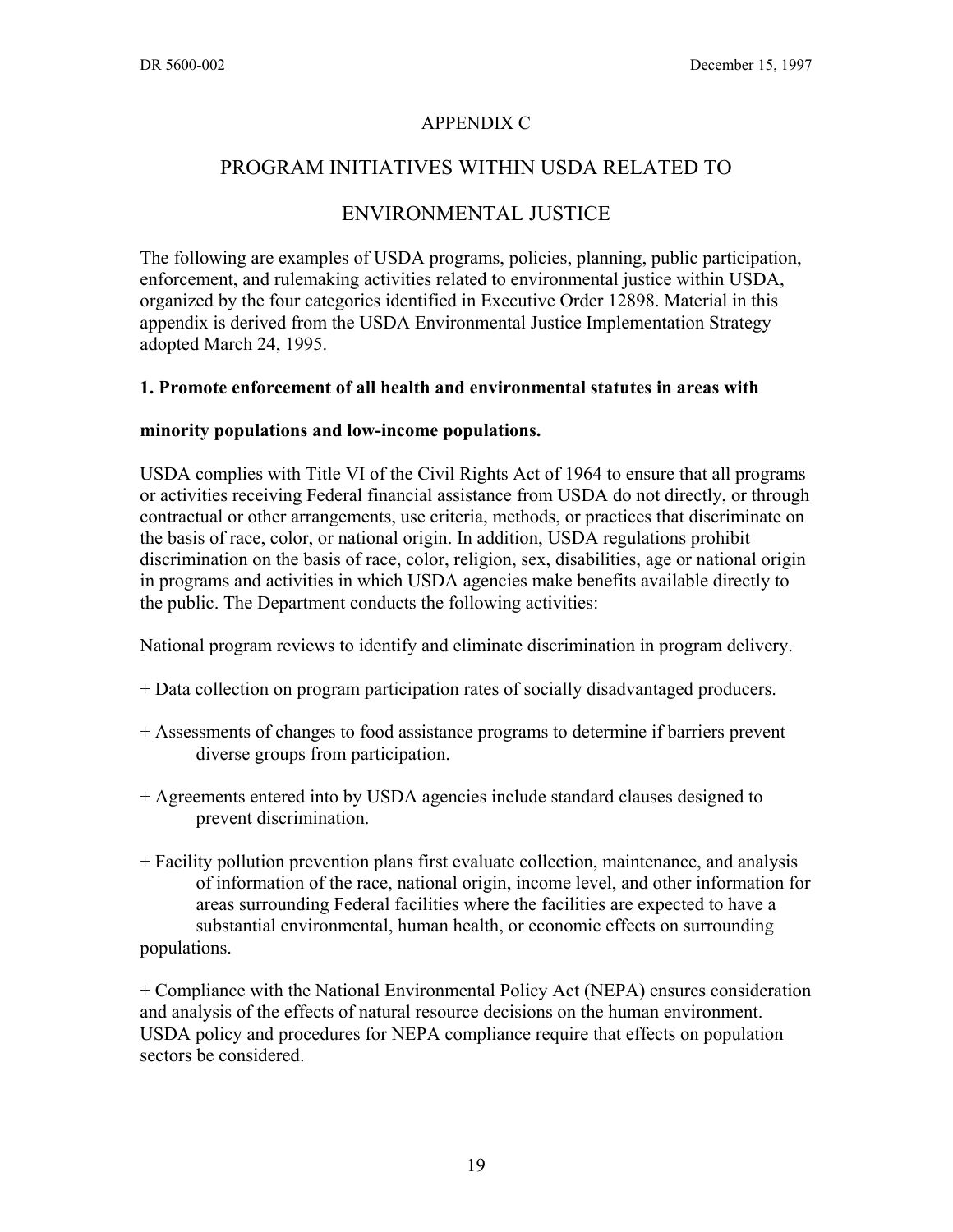# APPENDIX C

## PROGRAM INITIATIVES WITHIN USDA RELATED TO ENVIRONMENTAL JUSTICE

The following are examples of USDA programs, policies, planning, public participation, enforcement, and rulemaking activities related to environmental justice within USDA, organized by the four categories identified in Executive Order 12898. Material in this appendix is derived from the USDA Environmental Justice Implementation Strategy adopted March 24, 1995.

**1. Promote enforcement of all health and environmental statutes in areas with minority populations and low-income populations.**

USDA complies with Title VI of the Civil Rights Act of 1964 to ensure that all programs or activities receiving Federal financial assistance from USDA do not directly, or through contractual or other arrangements, use criteria, methods, or practices that discriminate on the basis of race, color, or national origin. In addition, USDA regulations prohibit discrimination on the basis of race, color, religion, sex, disabilities, age or national origin in programs and activities in which USDA agencies make benefits available directly to the public. The Department conducts the following activities:

National program reviews to identify and eliminate discrimination in program delivery.

+ Data collection on program participation rates of socially disadvantaged producers.

+ Assessments of changes to food assistance programs to determine if barriers prevent diverse groups from participation.

+ Agreements entered into by USDA agencies include standard clauses designed to prevent discrimination.

+ Facility pollution prevention plans first evaluate collection, maintenance, and analysis of information of the race, national origin, income level, and other information for areas surrounding Federal facilities where the facilities are expected to have a substantial environmental, human health, or economic effects on surrounding populations.

+ Compliance with the National Environmental Policy Act (NEPA) ensures consideration and analysis of the effects of natural resource decisions on the human environment. USDA policy and procedures for NEPA compliance require that effects on population sectors be considered.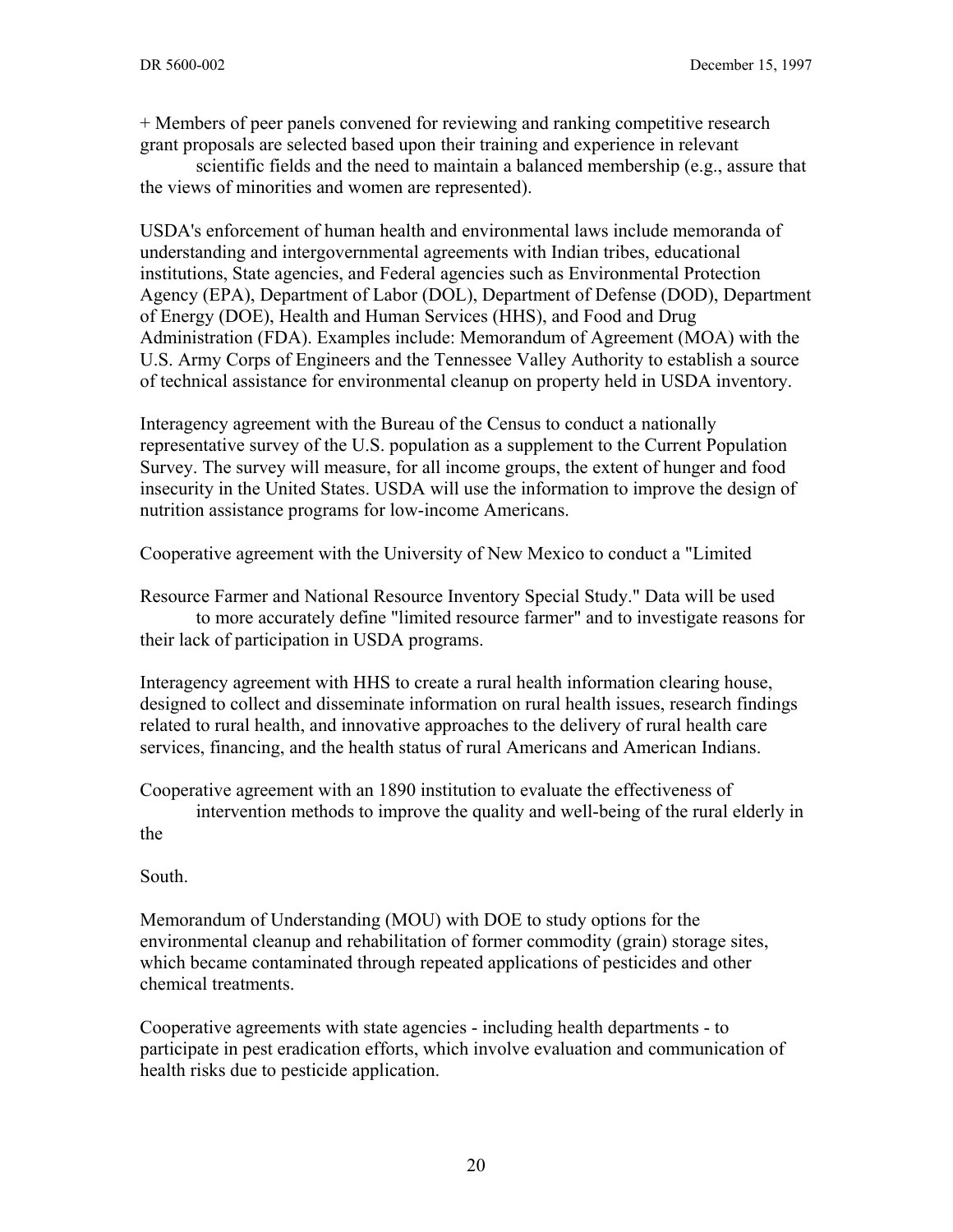+ Members of peer panels convened for reviewing and ranking competitive research grant proposals are selected based upon their training and experience in relevant scientific fields and the need to maintain a balanced membership (e.g., assure that the views of minorities and women are represented).

USDA's enforcement of human health and environmental laws include memoranda of understanding and intergovernmental agreements with Indian tribes, educational institutions, State agencies, and Federal agencies such as Environmental Protection Agency (EPA), Department of Labor (DOL), Department of Defense (DOD), Department of Energy (DOE), Health and Human Services (HHS), and Food and Drug Administration (FDA). Examples include: Memorandum of Agreement (MOA) with the U.S. Army Corps of Engineers and the Tennessee Valley Authority to establish a source of technical assistance for environmental cleanup on property held in USDA inventory.

Interagency agreement with the Bureau of the Census to conduct a nationally representative survey of the U.S. population as a supplement to the Current Population Survey. The survey will measure, for all income groups, the extent of hunger and food insecurity in the United States. USDA will use the information to improve the design of nutrition assistance programs for low-income Americans.

Cooperative agreement with the University of New Mexico to conduct a "Limited Resource Farmer and National Resource Inventory Special Study." Data will be used to more accurately define "limited resource farmer" and to investigate reasons for their lack of participation in USDA programs.

Interagency agreement with HHS to create a rural health information clearing house, designed to collect and disseminate information on rural health issues, research findings related to rural health, and innovative approaches to the delivery of rural health care services, financing, and the health status of rural Americans and American Indians.

Cooperative agreement with an 1890 institution to evaluate the effectiveness of intervention methods to improve the quality and well-being of the rural elderly in the South.

Memorandum of Understanding (MOU) with DOE to study options for the environmental cleanup and rehabilitation of former commodity (grain) storage sites, which became contaminated through repeated applications of pesticides and other chemical treatments.

Cooperative agreements with state agencies - including health departments - to participate in pest eradication efforts, which involve evaluation and communication of health risks due to pesticide application.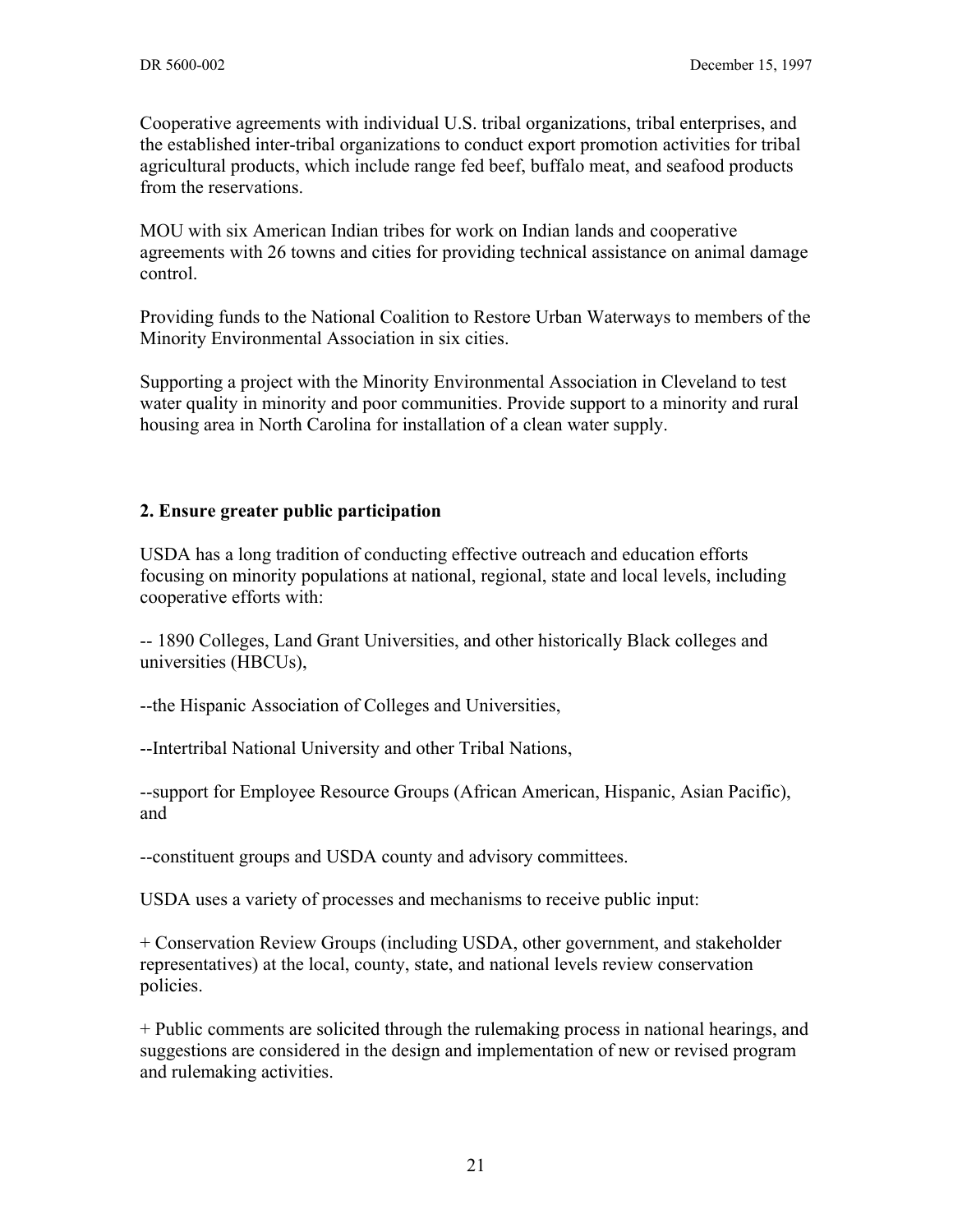Cooperative agreements with individual U.S. tribal organizations, tribal enterprises, and the established inter-tribal organizations to conduct export promotion activities for tribal agricultural products, which include range fed beef, buffalo meat, and seafood products from the reservations.

MOU with six American Indian tribes for work on Indian lands and cooperative agreements with 26 towns and cities for providing technical assistance on animal damage control.

Providing funds to the National Coalition to Restore Urban Waterways to members of the Minority Environmental Association in six cities.

Supporting a project with the Minority Environmental Association in Cleveland to test water quality in minority and poor communities. Provide support to a minority and rural housing area in North Carolina for installation of a clean water supply.

**2. Ensure greater public participation**

USDA has a long tradition of conducting effective outreach and education efforts focusing on minority populations at national, regional, state and local levels, including cooperative efforts with:

-- 1890 Colleges, Land Grant Universities, and other historically Black colleges and universities (HBCUs),

--the Hispanic Association of Colleges and Universities,

--Intertribal National University and other Tribal Nations,

--support for Employee Resource Groups (African American, Hispanic, Asian Pacific), and

--constituent groups and USDA county and advisory committees.

USDA uses a variety of processes and mechanisms to receive public input:

+ Conservation Review Groups (including USDA, other government, and stakeholder representatives) at the local, county, state, and national levels review conservation policies.

+ Public comments are solicited through the rulemaking process in national hearings, and suggestions are considered in the design and implementation of new or revised program and rulemaking activities.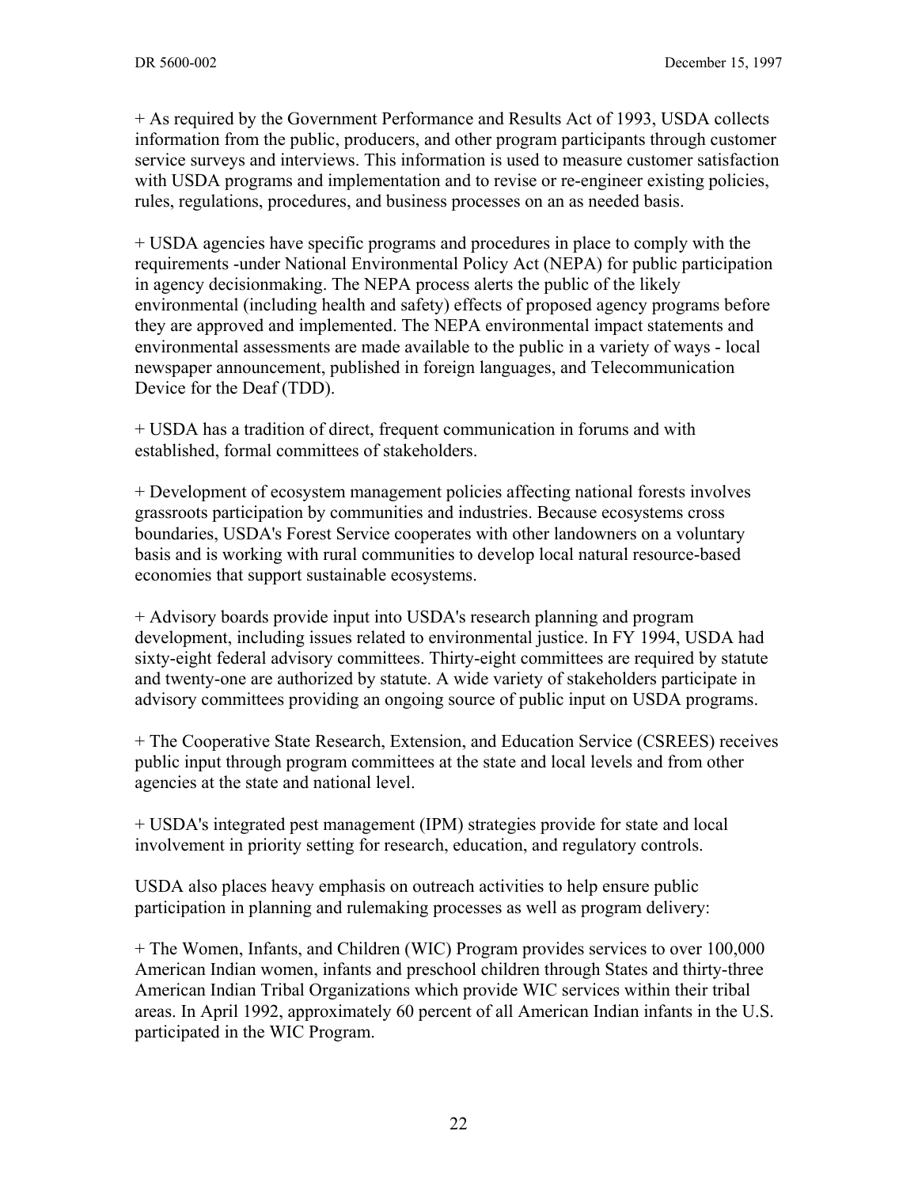+ As required by the Government Performance and Results Act of 1993, USDA collects information from the public, producers, and other program participants through customer service surveys and interviews. This information is used to measure customer satisfaction with USDA programs and implementation and to revise or re-engineer existing policies, rules, regulations, procedures, and business processes on an as needed basis.

+ USDA agencies have specific programs and procedures in place to comply with the requirements -under National Environmental Policy Act (NEPA) for public participation in agency decisionmaking. The NEPA process alerts the public of the likely environmental (including health and safety) effects of proposed agency programs before they are approved and implemented. The NEPA environmental impact statements and environmental assessments are made available to the public in a variety of ways - local newspaper announcement, published in foreign languages, and Telecommunication Device for the Deaf (TDD).

+ USDA has a tradition of direct, frequent communication in forums and with established, formal committees of stakeholders.

+ Development of ecosystem management policies affecting national forests involves grassroots participation by communities and industries. Because ecosystems cross boundaries, USDA's Forest Service cooperates with other landowners on a voluntary basis and is working with rural communities to develop local natural resource-based economies that support sustainable ecosystems.

+ Advisory boards provide input into USDA's research planning and program development, including issues related to environmental justice. In FY 1994, USDA had sixty-eight federal advisory committees. Thirty-eight committees are required by statute and twenty-one are authorized by statute. A wide variety of stakeholders participate in advisory committees providing an ongoing source of public input on USDA programs.

+ The Cooperative State Research, Extension, and Education Service (CSREES) receives public input through program committees at the state and local levels and from other agencies at the state and national level.

+ USDA's integrated pest management (IPM) strategies provide for state and local involvement in priority setting for research, education, and regulatory controls.

USDA also places heavy emphasis on outreach activities to help ensure public participation in planning and rulemaking processes as well as program delivery:

+ The Women, Infants, and Children (WIC) Program provides services to over 100,000 American Indian women, infants and preschool children through States and thirty-three American Indian Tribal Organizations which provide WIC services within their tribal areas. In April 1992, approximately 60 percent of all American Indian infants in the U.S. participated in the WIC Program.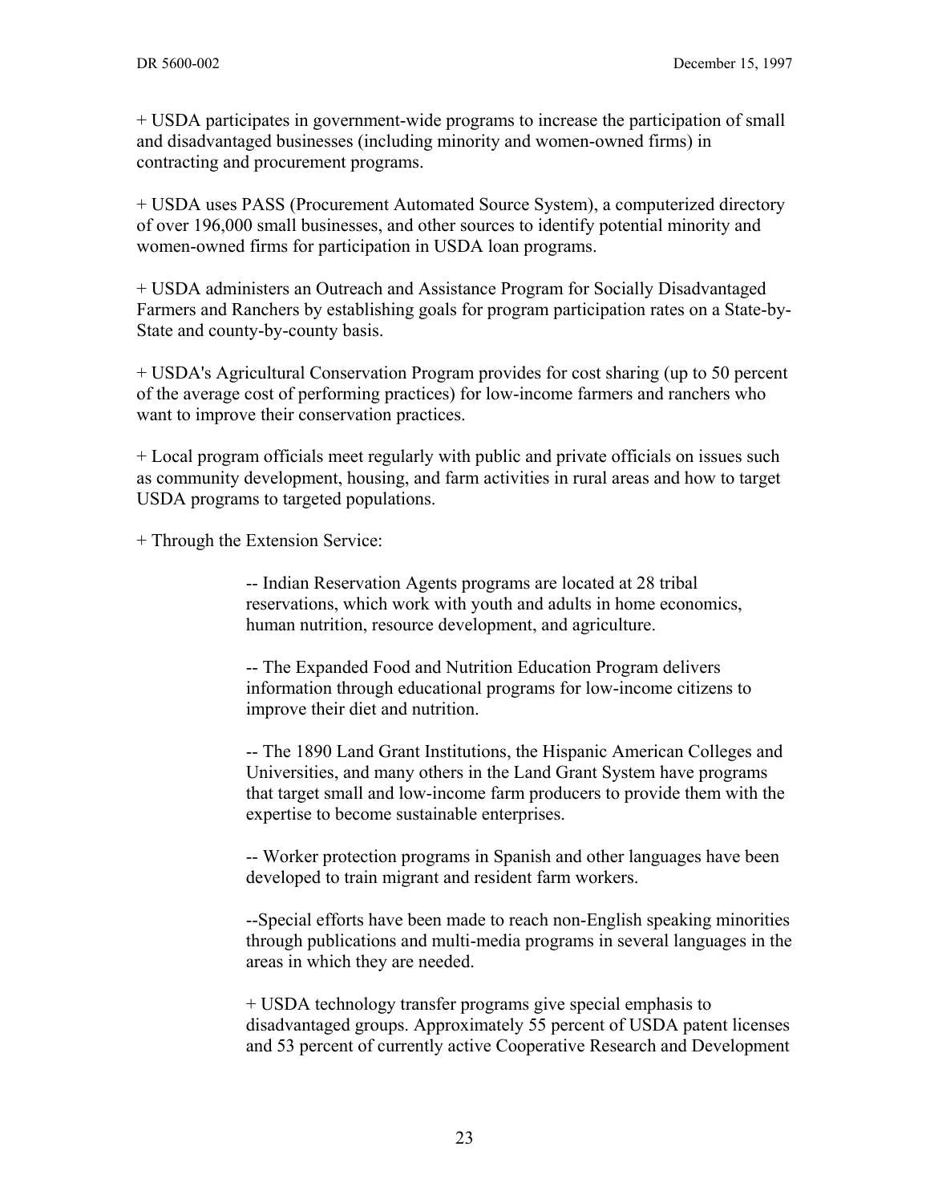+ USDA participates in government-wide programs to increase the participation of small and disadvantaged businesses (including minority and women-owned firms) in contracting and procurement programs.

+ USDA uses PASS (Procurement Automated Source System), a computerized directory of over 196,000 small businesses, and other sources to identify potential minority and women-owned firms for participation in USDA loan programs.

+ USDA administers an Outreach and Assistance Program for Socially Disadvantaged Farmers and Ranchers by establishing goals for program participation rates on a State-by-State and county-by-county basis.

+ USDA's Agricultural Conservation Program provides for cost sharing (up to 50 percent of the average cost of performing practices) for low-income farmers and ranchers who want to improve their conservation practices.

+ Local program officials meet regularly with public and private officials on issues such as community development, housing, and farm activities in rural areas and how to target USDA programs to targeted populations.

+ Through the Extension Service:

> -- Indian Reservation Agents programs are located at 28 tribal reservations, which work with youth and adults in home economics, human nutrition, resource development, and agriculture.
>
> -- The Expanded Food and Nutrition Education Program delivers information through educational programs for low-income citizens to improve their diet and nutrition.
>
> -- The 1890 Land Grant Institutions, the Hispanic American Colleges and Universities, and many others in the Land Grant System have programs that target small and low-income farm producers to provide them with the expertise to become sustainable enterprises.
>
> -- Worker protection programs in Spanish and other languages have been developed to train migrant and resident farm workers.
>
> --Special efforts have been made to reach non-English speaking minorities through publications and multi-media programs in several languages in the areas in which they are needed.
>
> + USDA technology transfer programs give special emphasis to disadvantaged groups. Approximately 55 percent of USDA patent licenses and 53 percent of currently active Cooperative Research and Development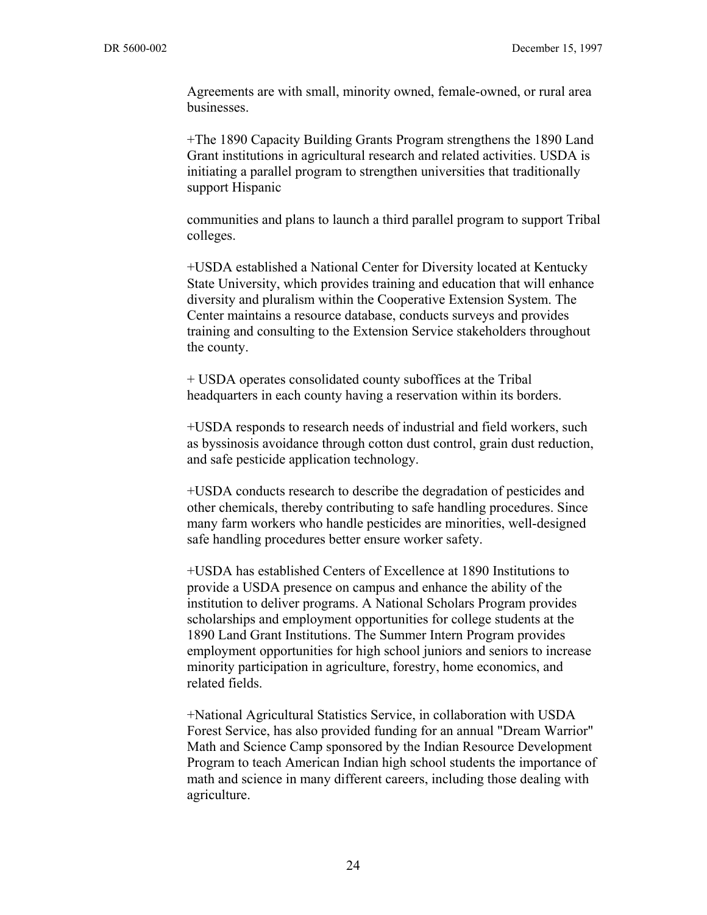Agreements are with small, minority owned, female-owned, or rural area businesses.

+The 1890 Capacity Building Grants Program strengthens the 1890 Land Grant institutions in agricultural research and related activities. USDA is initiating a parallel program to strengthen universities that traditionally support Hispanic

communities and plans to launch a third parallel program to support Tribal colleges.

+USDA established a National Center for Diversity located at Kentucky State University, which provides training and education that will enhance diversity and pluralism within the Cooperative Extension System. The Center maintains a resource database, conducts surveys and provides training and consulting to the Extension Service stakeholders throughout the county.

+ USDA operates consolidated county suboffices at the Tribal headquarters in each county having a reservation within its borders.

+USDA responds to research needs of industrial and field workers, such as byssinosis avoidance through cotton dust control, grain dust reduction, and safe pesticide application technology.

+USDA conducts research to describe the degradation of pesticides and other chemicals, thereby contributing to safe handling procedures. Since many farm workers who handle pesticides are minorities, well-designed safe handling procedures better ensure worker safety.

+USDA has established Centers of Excellence at 1890 Institutions to provide a USDA presence on campus and enhance the ability of the institution to deliver programs. A National Scholars Program provides scholarships and employment opportunities for college students at the 1890 Land Grant Institutions. The Summer Intern Program provides employment opportunities for high school juniors and seniors to increase minority participation in agriculture, forestry, home economics, and related fields.

+National Agricultural Statistics Service, in collaboration with USDA Forest Service, has also provided funding for an annual "Dream Warrior" Math and Science Camp sponsored by the Indian Resource Development Program to teach American Indian high school students the importance of math and science in many different careers, including those dealing with agriculture.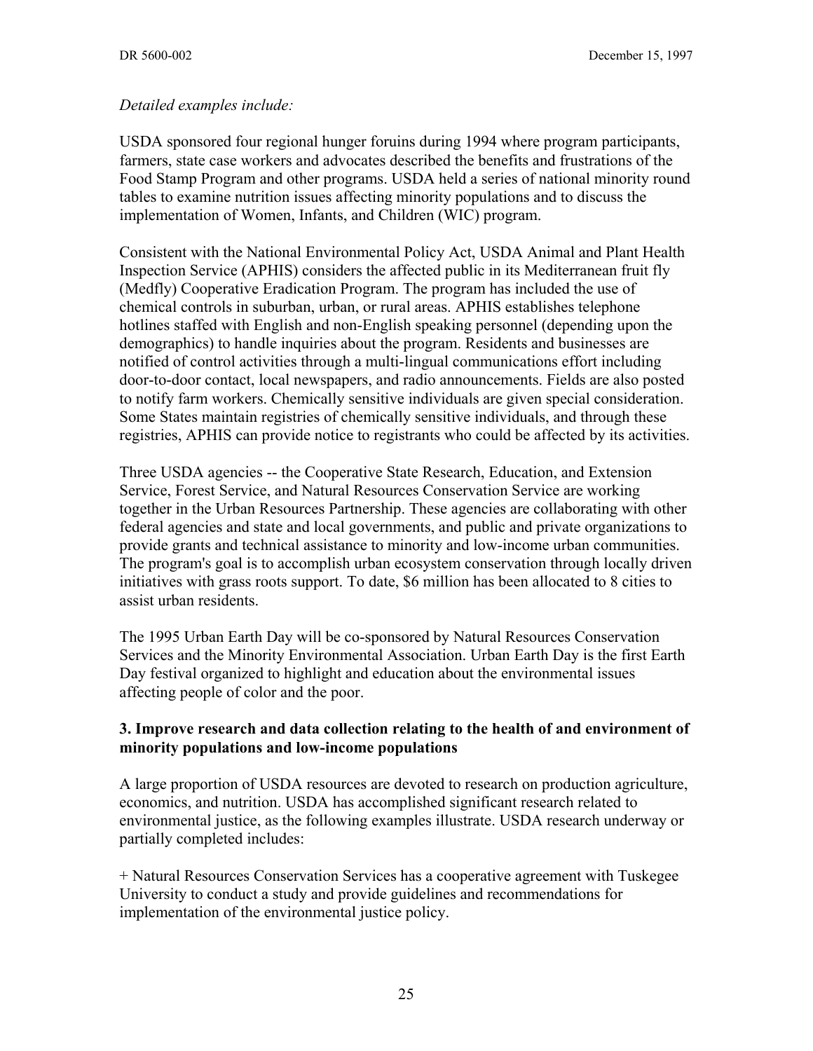*Detailed examples include:*

USDA sponsored four regional hunger foruins during 1994 where program participants, farmers, state case workers and advocates described the benefits and frustrations of the Food Stamp Program and other programs. USDA held a series of national minority round tables to examine nutrition issues affecting minority populations and to discuss the implementation of Women, Infants, and Children (WIC) program.

Consistent with the National Environmental Policy Act, USDA Animal and Plant Health Inspection Service (APHIS) considers the affected public in its Mediterranean fruit fly (Medfly) Cooperative Eradication Program. The program has included the use of chemical controls in suburban, urban, or rural areas. APHIS establishes telephone hotlines staffed with English and non-English speaking personnel (depending upon the demographics) to handle inquiries about the program. Residents and businesses are notified of control activities through a multi-lingual communications effort including door-to-door contact, local newspapers, and radio announcements. Fields are also posted to notify farm workers. Chemically sensitive individuals are given special consideration. Some States maintain registries of chemically sensitive individuals, and through these registries, APHIS can provide notice to registrants who could be affected by its activities.

Three USDA agencies -- the Cooperative State Research, Education, and Extension Service, Forest Service, and Natural Resources Conservation Service are working together in the Urban Resources Partnership. These agencies are collaborating with other federal agencies and state and local governments, and public and private organizations to provide grants and technical assistance to minority and low-income urban communities. The program's goal is to accomplish urban ecosystem conservation through locally driven initiatives with grass roots support. To date, $6 million has been allocated to 8 cities to assist urban residents.

The 1995 Urban Earth Day will be co-sponsored by Natural Resources Conservation Services and the Minority Environmental Association. Urban Earth Day is the first Earth Day festival organized to highlight and education about the environmental issues affecting people of color and the poor.

**3. Improve research and data collection relating to the health of and environment of minority populations and low-income populations**

A large proportion of USDA resources are devoted to research on production agriculture, economics, and nutrition. USDA has accomplished significant research related to environmental justice, as the following examples illustrate. USDA research underway or partially completed includes:

+ Natural Resources Conservation Services has a cooperative agreement with Tuskegee University to conduct a study and provide guidelines and recommendations for implementation of the environmental justice policy.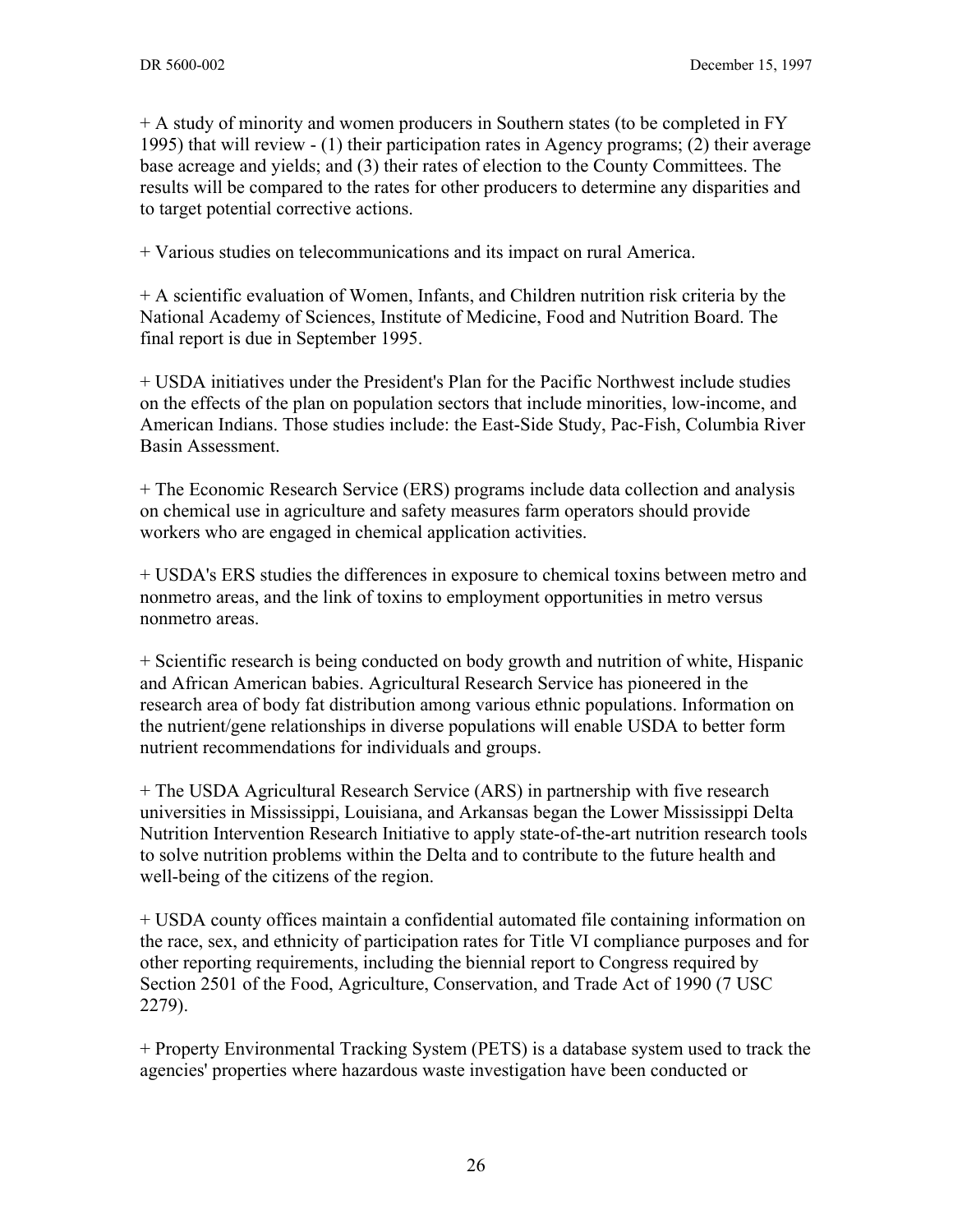+ A study of minority and women producers in Southern states (to be completed in FY 1995) that will review - (1) their participation rates in Agency programs; (2) their average base acreage and yields; and (3) their rates of election to the County Committees. The results will be compared to the rates for other producers to determine any disparities and to target potential corrective actions.

+ Various studies on telecommunications and its impact on rural America.

+ A scientific evaluation of Women, Infants, and Children nutrition risk criteria by the National Academy of Sciences, Institute of Medicine, Food and Nutrition Board. The final report is due in September 1995.

+ USDA initiatives under the President's Plan for the Pacific Northwest include studies on the effects of the plan on population sectors that include minorities, low-income, and American Indians. Those studies include: the East-Side Study, Pac-Fish, Columbia River Basin Assessment.

+ The Economic Research Service (ERS) programs include data collection and analysis on chemical use in agriculture and safety measures farm operators should provide workers who are engaged in chemical application activities.

+ USDA's ERS studies the differences in exposure to chemical toxins between metro and nonmetro areas, and the link of toxins to employment opportunities in metro versus nonmetro areas.

+ Scientific research is being conducted on body growth and nutrition of white, Hispanic and African American babies. Agricultural Research Service has pioneered in the research area of body fat distribution among various ethnic populations. Information on the nutrient/gene relationships in diverse populations will enable USDA to better form nutrient recommendations for individuals and groups.

+ The USDA Agricultural Research Service (ARS) in partnership with five research universities in Mississippi, Louisiana, and Arkansas began the Lower Mississippi Delta Nutrition Intervention Research Initiative to apply state-of-the-art nutrition research tools to solve nutrition problems within the Delta and to contribute to the future health and well-being of the citizens of the region.

+ USDA county offices maintain a confidential automated file containing information on the race, sex, and ethnicity of participation rates for Title VI compliance purposes and for other reporting requirements, including the biennial report to Congress required by Section 2501 of the Food, Agriculture, Conservation, and Trade Act of 1990 (7 USC 2279).

+ Property Environmental Tracking System (PETS) is a database system used to track the agencies' properties where hazardous waste investigation have been conducted or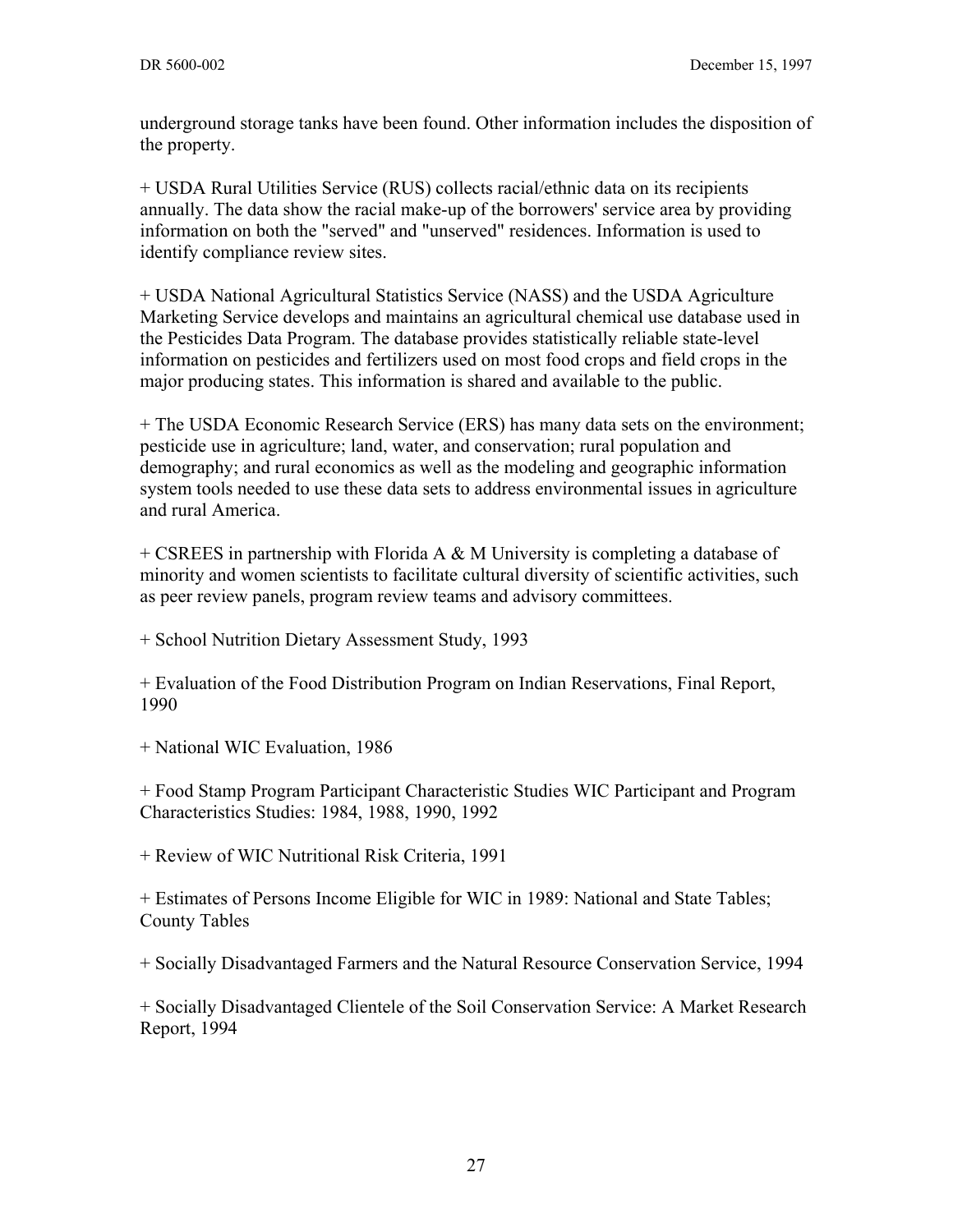underground storage tanks have been found. Other information includes the disposition of the property.

+ USDA Rural Utilities Service (RUS) collects racial/ethnic data on its recipients annually. The data show the racial make-up of the borrowers' service area by providing information on both the "served" and "unserved" residences. Information is used to identify compliance review sites.

+ USDA National Agricultural Statistics Service (NASS) and the USDA Agriculture Marketing Service develops and maintains an agricultural chemical use database used in the Pesticides Data Program. The database provides statistically reliable state-level information on pesticides and fertilizers used on most food crops and field crops in the major producing states. This information is shared and available to the public.

+ The USDA Economic Research Service (ERS) has many data sets on the environment; pesticide use in agriculture; land, water, and conservation; rural population and demography; and rural economics as well as the modeling and geographic information system tools needed to use these data sets to address environmental issues in agriculture and rural America.

+ CSREES in partnership with Florida A & M University is completing a database of minority and women scientists to facilitate cultural diversity of scientific activities, such as peer review panels, program review teams and advisory committees.

+ School Nutrition Dietary Assessment Study, 1993

+ Evaluation of the Food Distribution Program on Indian Reservations, Final Report, 1990

+ National WIC Evaluation, 1986

+ Food Stamp Program Participant Characteristic Studies WIC Participant and Program Characteristics Studies: 1984, 1988, 1990, 1992

+ Review of WIC Nutritional Risk Criteria, 1991

+ Estimates of Persons Income Eligible for WIC in 1989: National and State Tables; County Tables

+ Socially Disadvantaged Farmers and the Natural Resource Conservation Service, 1994

+ Socially Disadvantaged Clientele of the Soil Conservation Service: A Market Research Report, 1994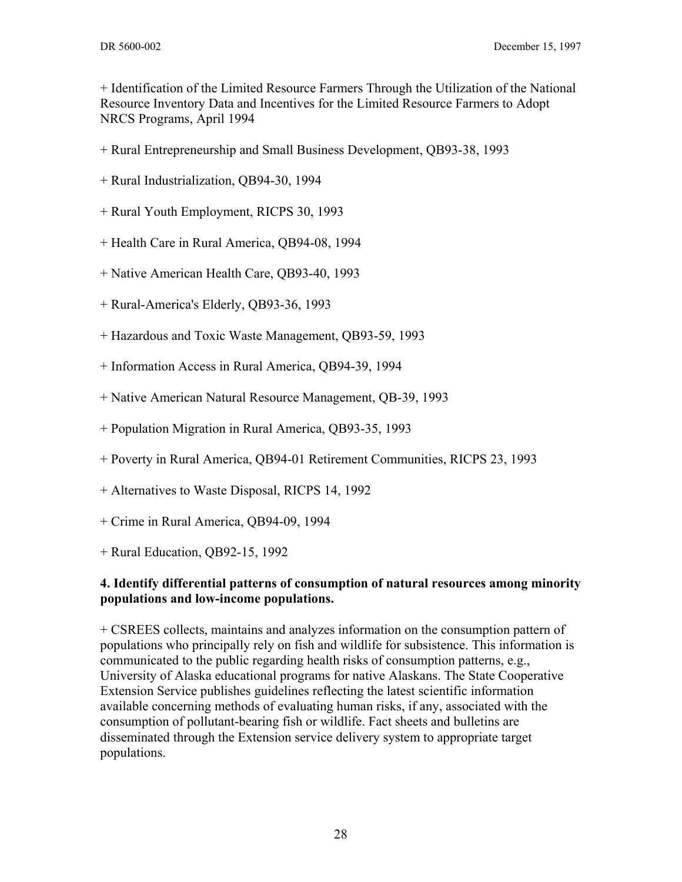+ Identification of the Limited Resource Farmers Through the Utilization of the National Resource Inventory Data and Incentives for the Limited Resource Farmers to Adopt NRCS Programs, April 1994

+ Rural Entrepreneurship and Small Business Development, QB93-38, 1993

+ Rural Industrialization, QB94-30, 1994

+ Rural Youth Employment, RICPS 30, 1993

+ Health Care in Rural America, QB94-08, 1994

+ Native American Health Care, QB93-40, 1993

+ Rural-America's Elderly, QB93-36, 1993

+ Hazardous and Toxic Waste Management, QB93-59, 1993

+ Information Access in Rural America, QB94-39, 1994

+ Native American Natural Resource Management, QB-39, 1993

+ Population Migration in Rural America, QB93-35, 1993

+ Poverty in Rural America, QB94-01 Retirement Communities, RICPS 23, 1993

+ Alternatives to Waste Disposal, RICPS 14, 1992

+ Crime in Rural America, QB94-09, 1994

+ Rural Education, QB92-15, 1992

**4. Identify differential patterns of consumption of natural resources among minority populations and low-income populations.**

+ CSREES collects, maintains and analyzes information on the consumption pattern of populations who principally rely on fish and wildlife for subsistence. This information is communicated to the public regarding health risks of consumption patterns, e.g., University of Alaska educational programs for native Alaskans. The State Cooperative Extension Service publishes guidelines reflecting the latest scientific information available concerning methods of evaluating human risks, if any, associated with the consumption of pollutant-bearing fish or wildlife. Fact sheets and bulletins are disseminated through the Extension service delivery system to appropriate target populations.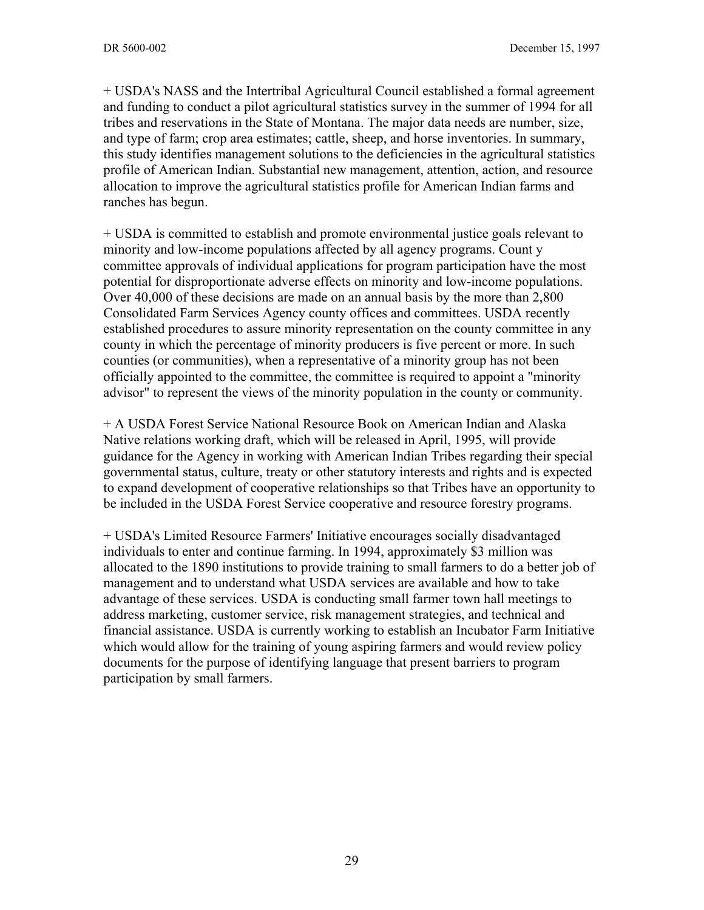+ USDA's NASS and the Intertribal Agricultural Council established a formal agreement and funding to conduct a pilot agricultural statistics survey in the summer of 1994 for all tribes and reservations in the State of Montana. The major data needs are number, size, and type of farm; crop area estimates; cattle, sheep, and horse inventories. In summary, this study identifies management solutions to the deficiencies in the agricultural statistics profile of American Indian. Substantial new management, attention, action, and resource allocation to improve the agricultural statistics profile for American Indian farms and ranches has begun.

+ USDA is committed to establish and promote environmental justice goals relevant to minority and low-income populations affected by all agency programs. Count y committee approvals of individual applications for program participation have the most potential for disproportionate adverse effects on minority and low-income populations. Over 40,000 of these decisions are made on an annual basis by the more than 2,800 Consolidated Farm Services Agency county offices and committees. USDA recently established procedures to assure minority representation on the county committee in any county in which the percentage of minority producers is five percent or more. In such counties (or communities), when a representative of a minority group has not been officially appointed to the committee, the committee is required to appoint a "minority advisor" to represent the views of the minority population in the county or community.

+ A USDA Forest Service National Resource Book on American Indian and Alaska Native relations working draft, which will be released in April, 1995, will provide guidance for the Agency in working with American Indian Tribes regarding their special governmental status, culture, treaty or other statutory interests and rights and is expected to expand development of cooperative relationships so that Tribes have an opportunity to be included in the USDA Forest Service cooperative and resource forestry programs.

+ USDA's Limited Resource Farmers' Initiative encourages socially disadvantaged individuals to enter and continue farming. In 1994, approximately $3 million was allocated to the 1890 institutions to provide training to small farmers to do a better job of management and to understand what USDA services are available and how to take advantage of these services. USDA is conducting small farmer town hall meetings to address marketing, customer service, risk management strategies, and technical and financial assistance. USDA is currently working to establish an Incubator Farm Initiative which would allow for the training of young aspiring farmers and would review policy documents for the purpose of identifying language that present barriers to program participation by small farmers.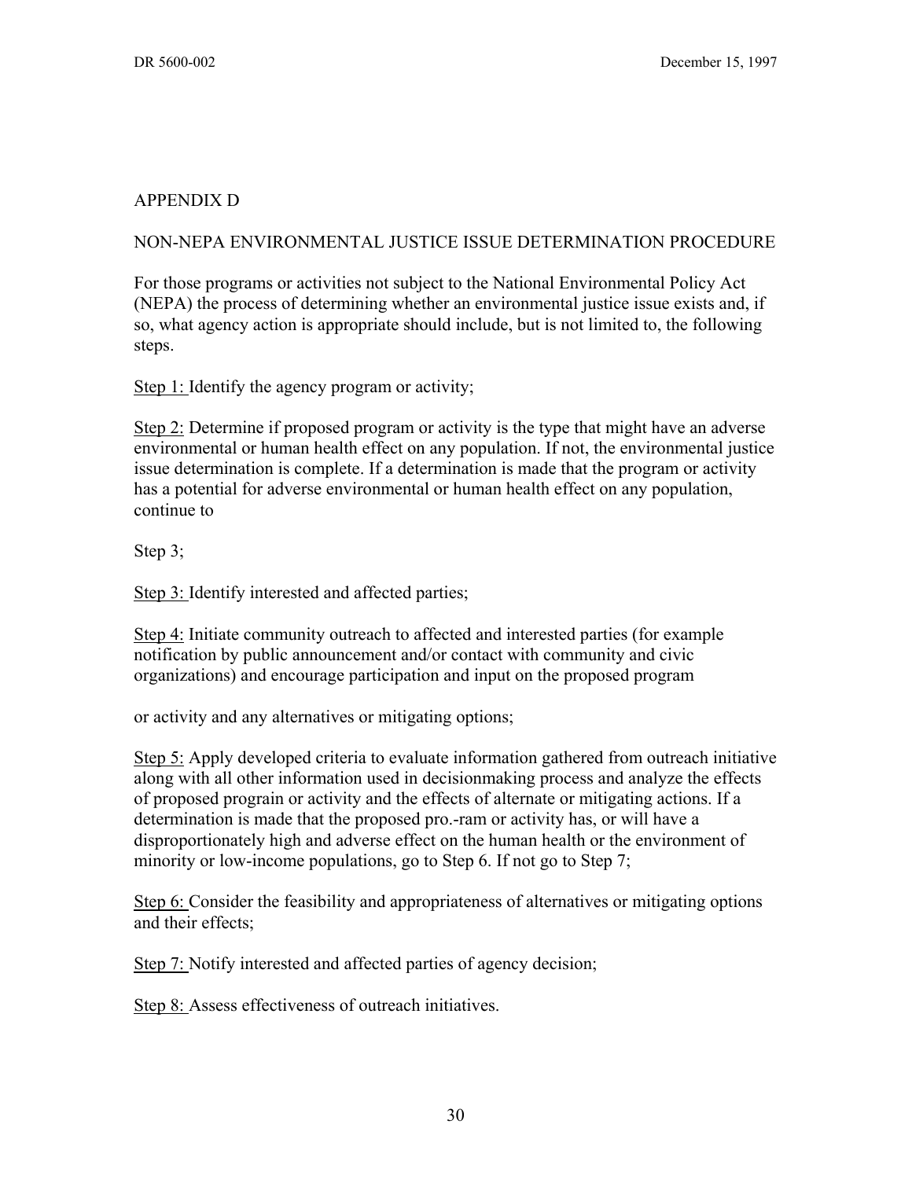## APPENDIX D

## NON-NEPA ENVIRONMENTAL JUSTICE ISSUE DETERMINATION PROCEDURE

For those programs or activities not subject to the National Environmental Policy Act (NEPA) the process of determining whether an environmental justice issue exists and, if so, what agency action is appropriate should include, but is not limited to, the following steps.

Step 1: Identify the agency program or activity;

Step 2: Determine if proposed program or activity is the type that might have an adverse environmental or human health effect on any population. If not, the environmental justice issue determination is complete. If a determination is made that the program or activity has a potential for adverse environmental or human health effect on any population, continue to

Step 3;

Step 3: Identify interested and affected parties;

Step 4: Initiate community outreach to affected and interested parties (for example notification by public announcement and/or contact with community and civic organizations) and encourage participation and input on the proposed program

or activity and any alternatives or mitigating options;

Step 5: Apply developed criteria to evaluate information gathered from outreach initiative along with all other information used in decisionmaking process and analyze the effects of proposed prograin or activity and the effects of alternate or mitigating actions. If a determination is made that the proposed pro.-ram or activity has, or will have a disproportionately high and adverse effect on the human health or the environment of minority or low-income populations, go to Step 6. If not go to Step 7;

Step 6: Consider the feasibility and appropriateness of alternatives or mitigating options and their effects;

Step 7: Notify interested and affected parties of agency decision;

Step 8: Assess effectiveness of outreach initiatives.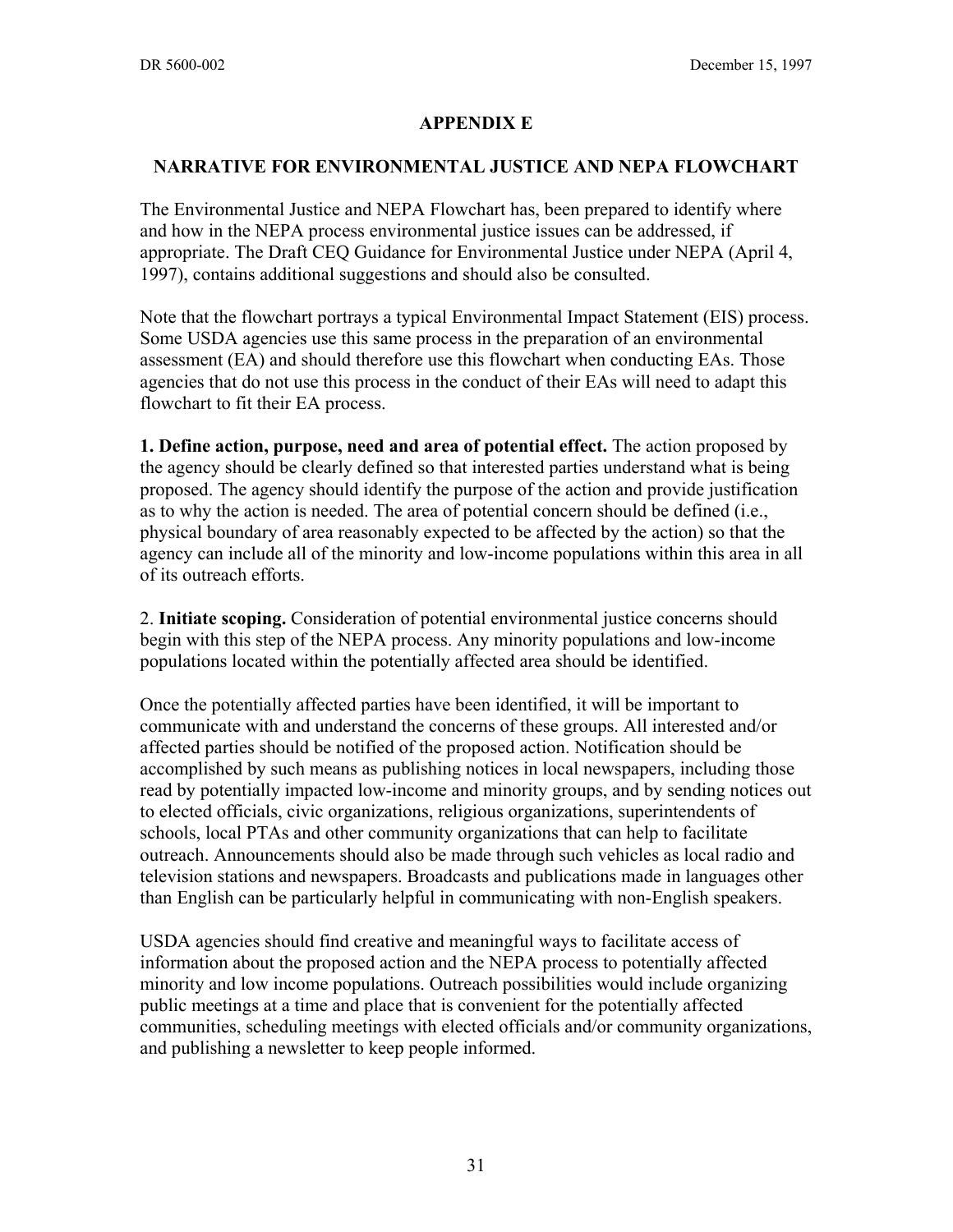## APPENDIX E

## NARRATIVE FOR ENVIRONMENTAL JUSTICE AND NEPA FLOWCHART

The Environmental Justice and NEPA Flowchart has, been prepared to identify where and how in the NEPA process environmental justice issues can be addressed, if appropriate. The Draft CEQ Guidance for Environmental Justice under NEPA (April 4, 1997), contains additional suggestions and should also be consulted.

Note that the flowchart portrays a typical Environmental Impact Statement (EIS) process. Some USDA agencies use this same process in the preparation of an environmental assessment (EA) and should therefore use this flowchart when conducting EAs. Those agencies that do not use this process in the conduct of their EAs will need to adapt this flowchart to fit their EA process.

**1. Define action, purpose, need and area of potential effect.** The action proposed by the agency should be clearly defined so that interested parties understand what is being proposed. The agency should identify the purpose of the action and provide justification as to why the action is needed. The area of potential concern should be defined (i.e., physical boundary of area reasonably expected to be affected by the action) so that the agency can include all of the minority and low-income populations within this area in all of its outreach efforts.

2. **Initiate scoping.** Consideration of potential environmental justice concerns should begin with this step of the NEPA process. Any minority populations and low-income populations located within the potentially affected area should be identified.

Once the potentially affected parties have been identified, it will be important to communicate with and understand the concerns of these groups. All interested and/or affected parties should be notified of the proposed action. Notification should be accomplished by such means as publishing notices in local newspapers, including those read by potentially impacted low-income and minority groups, and by sending notices out to elected officials, civic organizations, religious organizations, superintendents of schools, local PTAs and other community organizations that can help to facilitate outreach. Announcements should also be made through such vehicles as local radio and television stations and newspapers. Broadcasts and publications made in languages other than English can be particularly helpful in communicating with non-English speakers.

USDA agencies should find creative and meaningful ways to facilitate access of information about the proposed action and the NEPA process to potentially affected minority and low income populations. Outreach possibilities would include organizing public meetings at a time and place that is convenient for the potentially affected communities, scheduling meetings with elected officials and/or community organizations, and publishing a newsletter to keep people informed.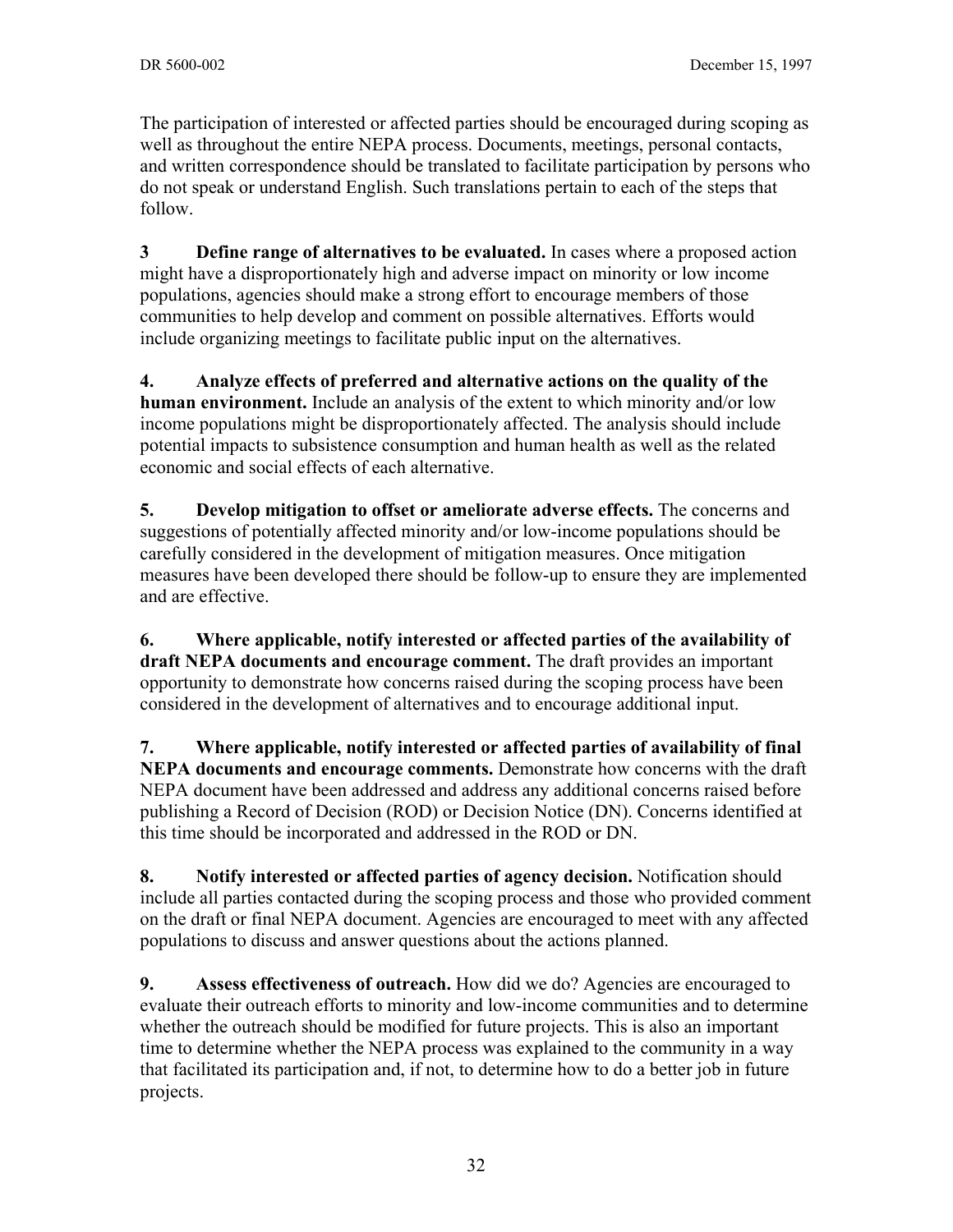The participation of interested or affected parties should be encouraged during scoping as well as throughout the entire NEPA process. Documents, meetings, personal contacts, and written correspondence should be translated to facilitate participation by persons who do not speak or understand English. Such translations pertain to each of the steps that follow.

**3 Define range of alternatives to be evaluated.** In cases where a proposed action might have a disproportionately high and adverse impact on minority or low income populations, agencies should make a strong effort to encourage members of those communities to help develop and comment on possible alternatives. Efforts would include organizing meetings to facilitate public input on the alternatives.

**4. Analyze effects of preferred and alternative actions on the quality of the human environment.** Include an analysis of the extent to which minority and/or low income populations might be disproportionately affected. The analysis should include potential impacts to subsistence consumption and human health as well as the related economic and social effects of each alternative.

**5. Develop mitigation to offset or ameliorate adverse effects.** The concerns and suggestions of potentially affected minority and/or low-income populations should be carefully considered in the development of mitigation measures. Once mitigation measures have been developed there should be follow-up to ensure they are implemented and are effective.

**6. Where applicable, notify interested or affected parties of the availability of draft NEPA documents and encourage comment.** The draft provides an important opportunity to demonstrate how concerns raised during the scoping process have been considered in the development of alternatives and to encourage additional input.

**7. Where applicable, notify interested or affected parties of availability of final NEPA documents and encourage comments.** Demonstrate how concerns with the draft NEPA document have been addressed and address any additional concerns raised before publishing a Record of Decision (ROD) or Decision Notice (DN). Concerns identified at this time should be incorporated and addressed in the ROD or DN.

**8. Notify interested or affected parties of agency decision.** Notification should include all parties contacted during the scoping process and those who provided comment on the draft or final NEPA document. Agencies are encouraged to meet with any affected populations to discuss and answer questions about the actions planned.

**9. Assess effectiveness of outreach.** How did we do? Agencies are encouraged to evaluate their outreach efforts to minority and low-income communities and to determine whether the outreach should be modified for future projects. This is also an important time to determine whether the NEPA process was explained to the community in a way that facilitated its participation and, if not, to determine how to do a better job in future projects.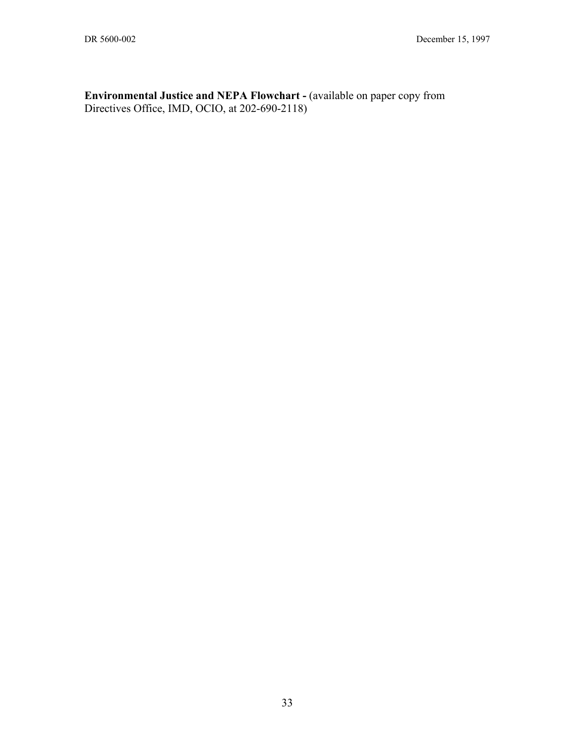**Environmental Justice and NEPA Flowchart -** (available on paper copy from Directives Office, IMD, OCIO, at 202-690-2118)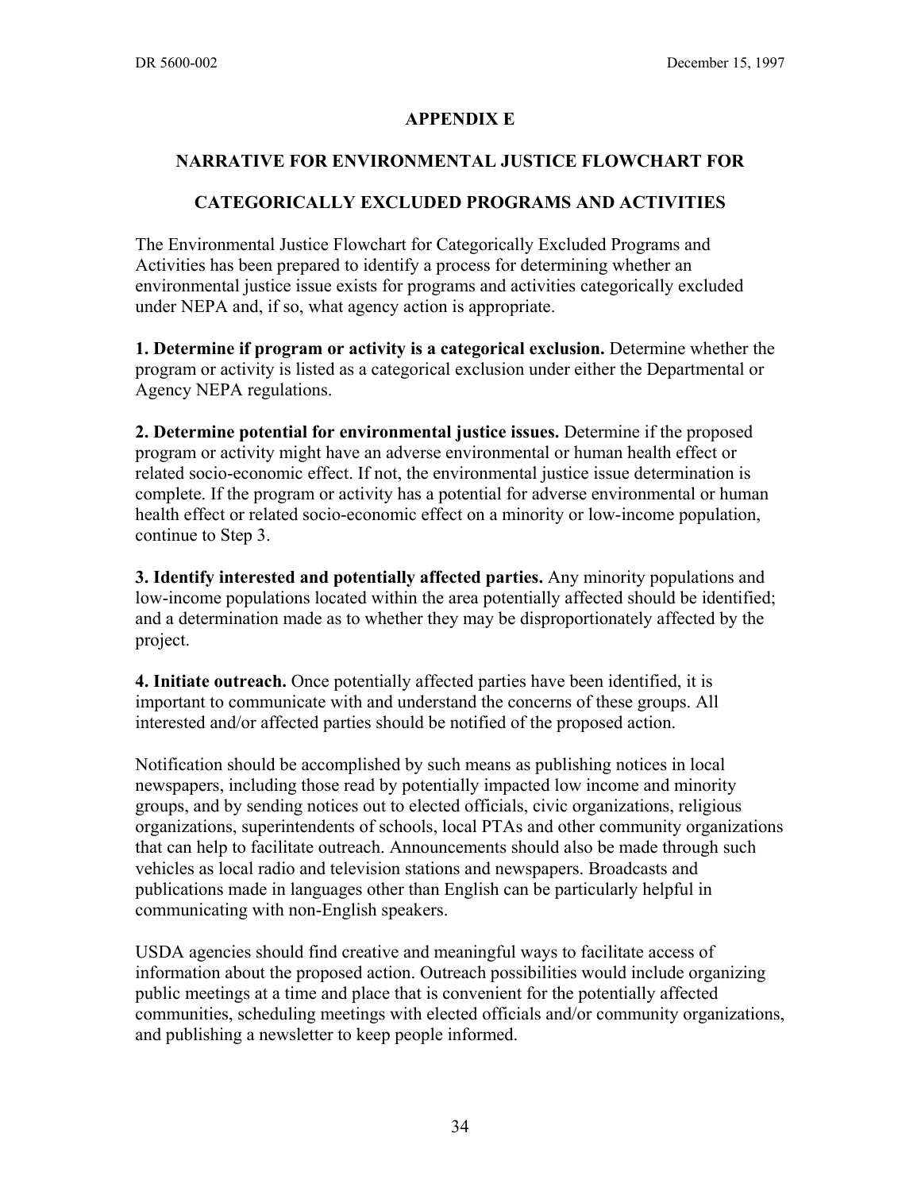# APPENDIX E

## NARRATIVE FOR ENVIRONMENTAL JUSTICE FLOWCHART FOR CATEGORICALLY EXCLUDED PROGRAMS AND ACTIVITIES

The Environmental Justice Flowchart for Categorically Excluded Programs and Activities has been prepared to identify a process for determining whether an environmental justice issue exists for programs and activities categorically excluded under NEPA and, if so, what agency action is appropriate.

**1. Determine if program or activity is a categorical exclusion.** Determine whether the program or activity is listed as a categorical exclusion under either the Departmental or Agency NEPA regulations.

**2. Determine potential for environmental justice issues.** Determine if the proposed program or activity might have an adverse environmental or human health effect or related socio-economic effect. If not, the environmental justice issue determination is complete. If the program or activity has a potential for adverse environmental or human health effect or related socio-economic effect on a minority or low-income population, continue to Step 3.

**3. Identify interested and potentially affected parties.** Any minority populations and low-income populations located within the area potentially affected should be identified; and a determination made as to whether they may be disproportionately affected by the project.

**4. Initiate outreach.** Once potentially affected parties have been identified, it is important to communicate with and understand the concerns of these groups. All interested and/or affected parties should be notified of the proposed action.

Notification should be accomplished by such means as publishing notices in local newspapers, including those read by potentially impacted low income and minority groups, and by sending notices out to elected officials, civic organizations, religious organizations, superintendents of schools, local PTAs and other community organizations that can help to facilitate outreach. Announcements should also be made through such vehicles as local radio and television stations and newspapers. Broadcasts and publications made in languages other than English can be particularly helpful in communicating with non-English speakers.

USDA agencies should find creative and meaningful ways to facilitate access of information about the proposed action. Outreach possibilities would include organizing public meetings at a time and place that is convenient for the potentially affected communities, scheduling meetings with elected officials and/or community organizations, and publishing a newsletter to keep people informed.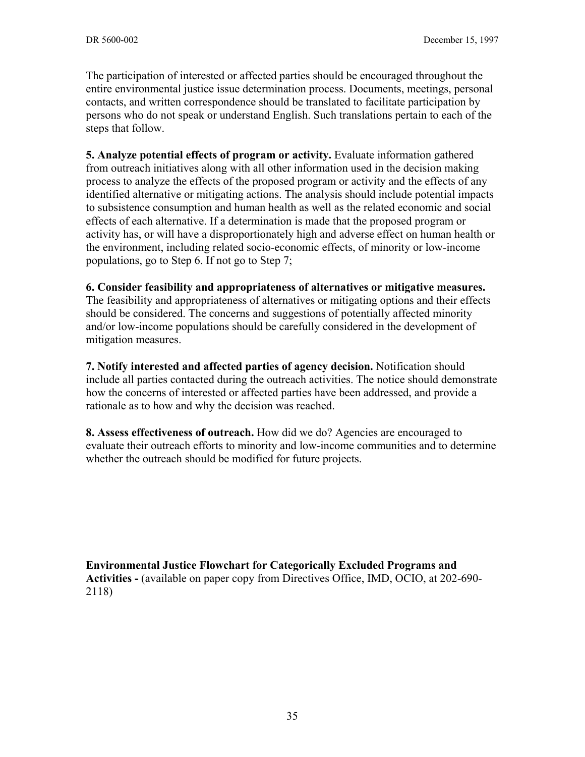The participation of interested or affected parties should be encouraged throughout the entire environmental justice issue determination process. Documents, meetings, personal contacts, and written correspondence should be translated to facilitate participation by persons who do not speak or understand English. Such translations pertain to each of the steps that follow.

**5. Analyze potential effects of program or activity.** Evaluate information gathered from outreach initiatives along with all other information used in the decision making process to analyze the effects of the proposed program or activity and the effects of any identified alternative or mitigating actions. The analysis should include potential impacts to subsistence consumption and human health as well as the related economic and social effects of each alternative. If a determination is made that the proposed program or activity has, or will have a disproportionately high and adverse effect on human health or the environment, including related socio-economic effects, of minority or low-income populations, go to Step 6. If not go to Step 7;

**6. Consider feasibility and appropriateness of alternatives or mitigative measures.** The feasibility and appropriateness of alternatives or mitigating options and their effects should be considered. The concerns and suggestions of potentially affected minority and/or low-income populations should be carefully considered in the development of mitigation measures.

**7. Notify interested and affected parties of agency decision.** Notification should include all parties contacted during the outreach activities. The notice should demonstrate how the concerns of interested or affected parties have been addressed, and provide a rationale as to how and why the decision was reached.

**8. Assess effectiveness of outreach.** How did we do? Agencies are encouraged to evaluate their outreach efforts to minority and low-income communities and to determine whether the outreach should be modified for future projects.

**Environmental Justice Flowchart for Categorically Excluded Programs and Activities -** (available on paper copy from Directives Office, IMD, OCIO, at 202-690-2118)